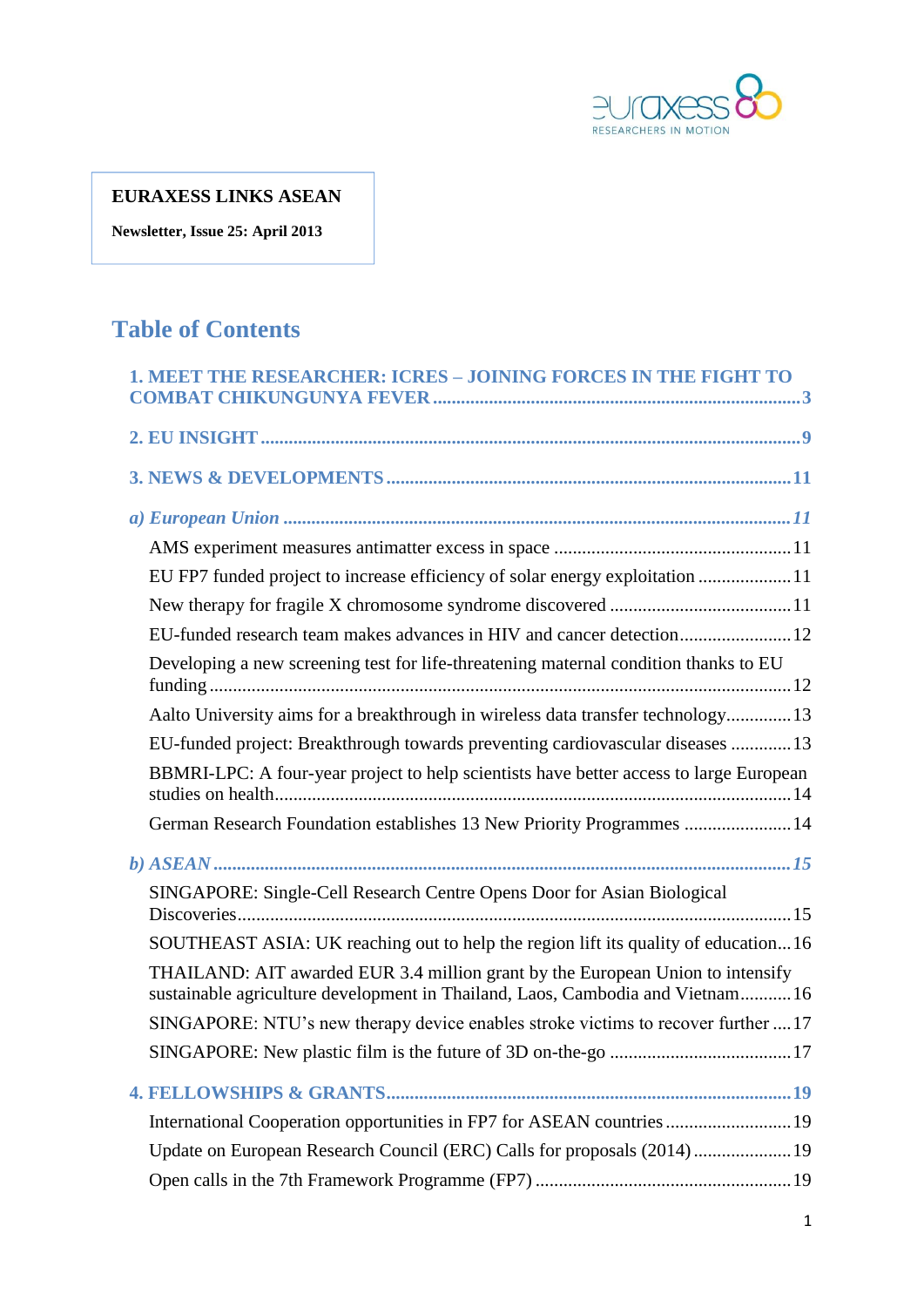**EURAXESS LINKS ASEAN**

**Newsletter, Issue 25: April 2013**

# Table of Contents

**1. MEET THE RESEARCHER: ICRES – JOINING FORCES IN THE FIGHT TO COMBAT CHIKUNGUNYA FEVER** .......... 3

**2. EU INSIGHT** .......... 9

**3. NEWS & DEVELOPMENTS** .......... 11

***a) European Union*** .......... ***11***

- AMS experiment measures antimatter excess in space .......... 11
- EU FP7 funded project to increase efficiency of solar energy exploitation .......... 11
- New therapy for fragile X chromosome syndrome discovered .......... 11
- EU-funded research team makes advances in HIV and cancer detection .......... 12
- Developing a new screening test for life-threatening maternal condition thanks to EU funding .......... 12
- Aalto University aims for a breakthrough in wireless data transfer technology .......... 13
- EU-funded project: Breakthrough towards preventing cardiovascular diseases .......... 13
- BBMRI-LPC: A four-year project to help scientists have better access to large European studies on health .......... 14
- German Research Foundation establishes 13 New Priority Programmes .......... 14

***b) ASEAN*** .......... ***15***

- SINGAPORE: Single-Cell Research Centre Opens Door for Asian Biological Discoveries .......... 15
- SOUTHEAST ASIA: UK reaching out to help the region lift its quality of education .......... 16
- THAILAND: AIT awarded EUR 3.4 million grant by the European Union to intensify sustainable agriculture development in Thailand, Laos, Cambodia and Vietnam .......... 16
- SINGAPORE: NTU's new therapy device enables stroke victims to recover further .......... 17
- SINGAPORE: New plastic film is the future of 3D on-the-go .......... 17

**4. FELLOWSHIPS & GRANTS** .......... 19

- International Cooperation opportunities in FP7 for ASEAN countries .......... 19
- Update on European Research Council (ERC) Calls for proposals (2014) .......... 19
- Open calls in the 7th Framework Programme (FP7) .......... 19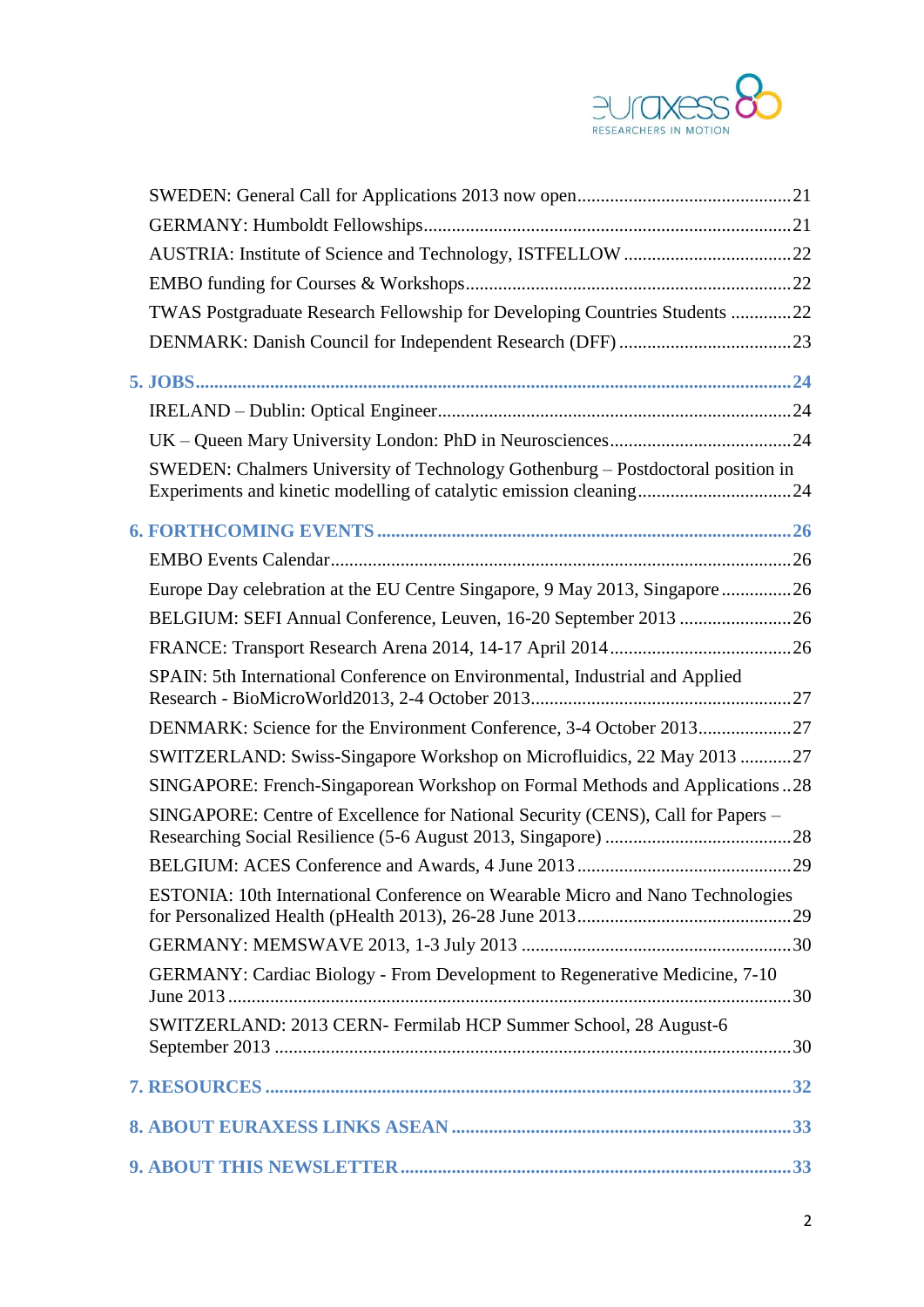SWEDEN: General Call for Applications 2013 now open....21

GERMANY: Humboldt Fellowships....21

AUSTRIA: Institute of Science and Technology, ISTFELLOW....22

EMBO funding for Courses & Workshops....22

TWAS Postgraduate Research Fellowship for Developing Countries Students....22

DENMARK: Danish Council for Independent Research (DFF)....23

**5. JOBS....24**

IRELAND – Dublin: Optical Engineer....24

UK – Queen Mary University London: PhD in Neurosciences....24

SWEDEN: Chalmers University of Technology Gothenburg – Postdoctoral position in Experiments and kinetic modelling of catalytic emission cleaning....24

**6. FORTHCOMING EVENTS....26**

EMBO Events Calendar....26

Europe Day celebration at the EU Centre Singapore, 9 May 2013, Singapore....26

BELGIUM: SEFI Annual Conference, Leuven, 16-20 September 2013....26

FRANCE: Transport Research Arena 2014, 14-17 April 2014....26

SPAIN: 5th International Conference on Environmental, Industrial and Applied Research - BioMicroWorld2013, 2-4 October 2013....27

DENMARK: Science for the Environment Conference, 3-4 October 2013....27

SWITZERLAND: Swiss-Singapore Workshop on Microfluidics, 22 May 2013....27

SINGAPORE: French-Singaporean Workshop on Formal Methods and Applications....28

SINGAPORE: Centre of Excellence for National Security (CENS), Call for Papers – Researching Social Resilience (5-6 August 2013, Singapore)....28

BELGIUM: ACES Conference and Awards, 4 June 2013....29

ESTONIA: 10th International Conference on Wearable Micro and Nano Technologies for Personalized Health (pHealth 2013), 26-28 June 2013....29

GERMANY: MEMSWAVE 2013, 1-3 July 2013....30

GERMANY: Cardiac Biology - From Development to Regenerative Medicine, 7-10 June 2013....30

SWITZERLAND: 2013 CERN- Fermilab HCP Summer School, 28 August-6 September 2013....30

**7. RESOURCES....32**

**8. ABOUT EURAXESS LINKS ASEAN....33**

**9. ABOUT THIS NEWSLETTER....33**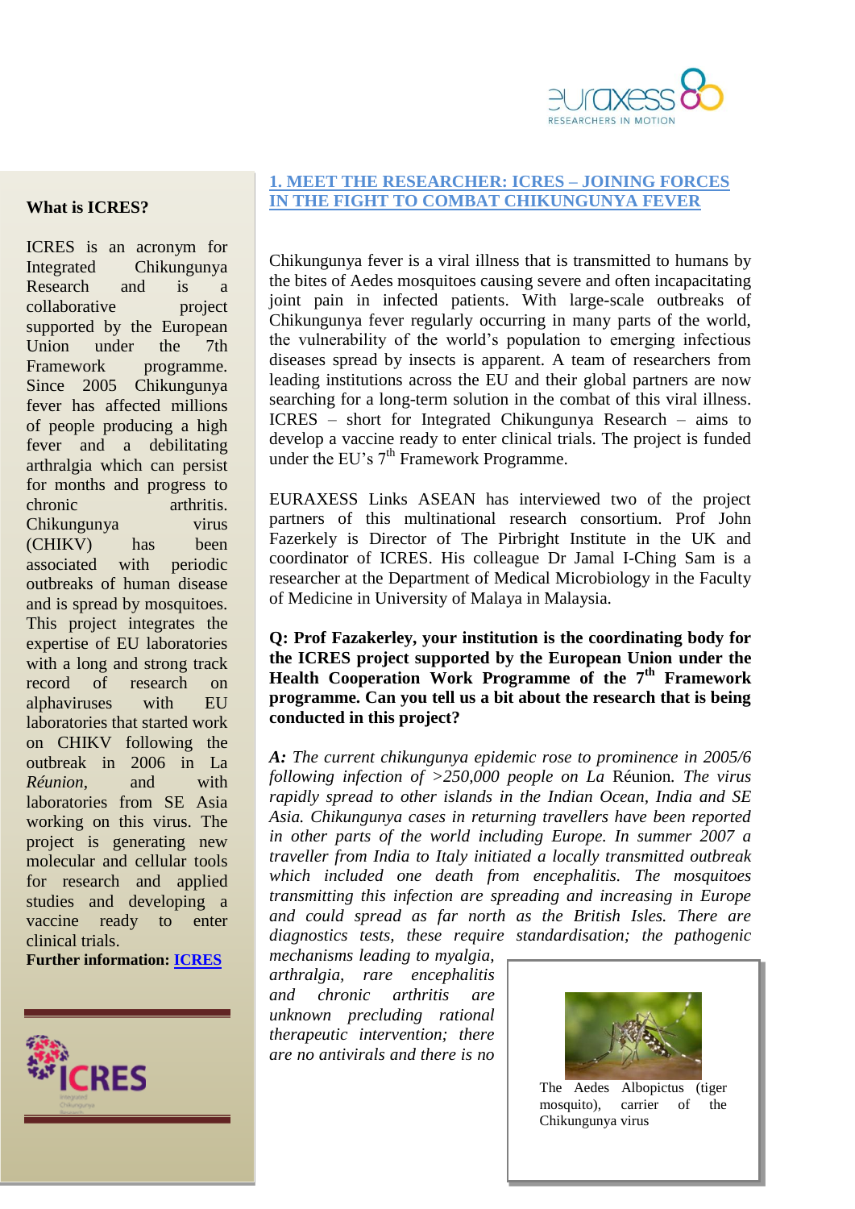## 1. MEET THE RESEARCHER: ICRES – JOINING FORCES IN THE FIGHT TO COMBAT CHIKUNGUNYA FEVER

Chikungunya fever is a viral illness that is transmitted to humans by the bites of Aedes mosquitoes causing severe and often incapacitating joint pain in infected patients. With large-scale outbreaks of Chikungunya fever regularly occurring in many parts of the world, the vulnerability of the world's population to emerging infectious diseases spread by insects is apparent. A team of researchers from leading institutions across the EU and their global partners are now searching for a long-term solution in the combat of this viral illness. ICRES – short for Integrated Chikungunya Research – aims to develop a vaccine ready to enter clinical trials. The project is funded under the EU's 7th Framework Programme.

EURAXESS Links ASEAN has interviewed two of the project partners of this multinational research consortium. Prof John Fazerkely is Director of The Pirbright Institute in the UK and coordinator of ICRES. His colleague Dr Jamal I-Ching Sam is a researcher at the Department of Medical Microbiology in the Faculty of Medicine in University of Malaya in Malaysia.

**Q: Prof Fazakerley, your institution is the coordinating body for the ICRES project supported by the European Union under the Health Cooperation Work Programme of the 7th Framework programme. Can you tell us a bit about the research that is being conducted in this project?**

***A:*** *The current chikungunya epidemic rose to prominence in 2005/6 following infection of >250,000 people on La* Réunion. *The virus rapidly spread to other islands in the Indian Ocean, India and SE Asia. Chikungunya cases in returning travellers have been reported in other parts of the world including Europe. In summer 2007 a traveller from India to Italy initiated a locally transmitted outbreak which included one death from encephalitis. The mosquitoes transmitting this infection are spreading and increasing in Europe and could spread as far north as the British Isles. There are diagnostics tests, these require standardisation; the pathogenic mechanisms leading to myalgia, arthralgia, rare encephalitis and chronic arthritis are unknown precluding rational therapeutic intervention; there are no antivirals and there is no*

The Aedes Albopictus (tiger mosquito), carrier of the Chikungunya virus

**What is ICRES?**

ICRES is an acronym for Integrated Chikungunya Research and is a collaborative project supported by the European Union under the 7th Framework programme. Since 2005 Chikungunya fever has affected millions of people producing a high fever and a debilitating arthralgia which can persist for months and progress to chronic arthritis. Chikungunya virus (CHIKV) has been associated with periodic outbreaks of human disease and is spread by mosquitoes. This project integrates the expertise of EU laboratories with a long and strong track record of research on alphaviruses with EU laboratories that started work on CHIKV following the outbreak in 2006 in La *Réunion*, and with laboratories from SE Asia working on this virus. The project is generating new molecular and cellular tools for research and applied studies and developing a vaccine ready to enter clinical trials.

**Further information: ICRES**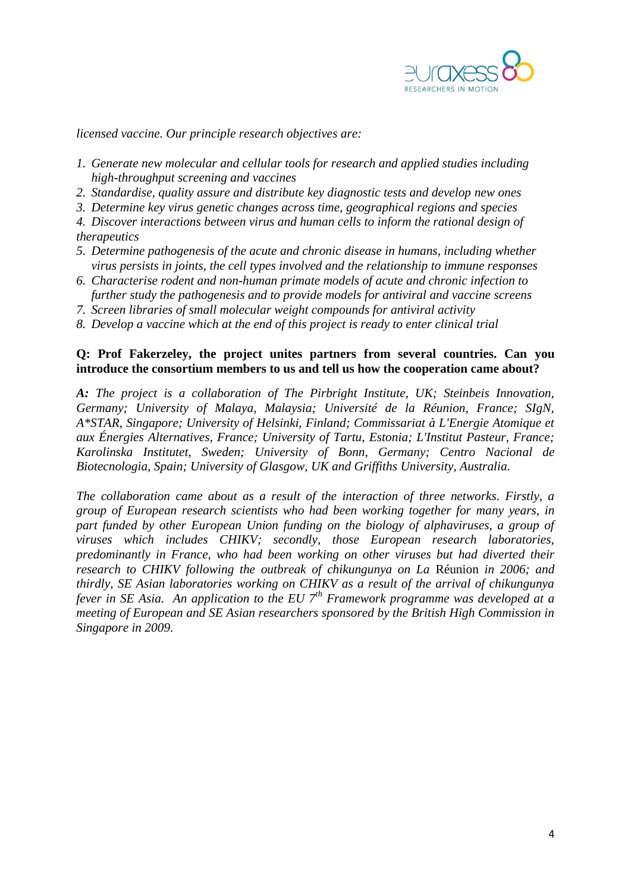*licensed vaccine. Our principle research objectives are:*

1. *Generate new molecular and cellular tools for research and applied studies including high-throughput screening and vaccines*
2. *Standardise, quality assure and distribute key diagnostic tests and develop new ones*
3. *Determine key virus genetic changes across time, geographical regions and species*
4. *Discover interactions between virus and human cells to inform the rational design of therapeutics*
5. *Determine pathogenesis of the acute and chronic disease in humans, including whether virus persists in joints, the cell types involved and the relationship to immune responses*
6. *Characterise rodent and non-human primate models of acute and chronic infection to further study the pathogenesis and to provide models for antiviral and vaccine screens*
7. *Screen libraries of small molecular weight compounds for antiviral activity*
8. *Develop a vaccine which at the end of this project is ready to enter clinical trial*

**Q: Prof Fakerzeley, the project unites partners from several countries. Can you introduce the consortium members to us and tell us how the cooperation came about?**

***A:*** *The project is a collaboration of The Pirbright Institute, UK; Steinbeis Innovation, Germany; University of Malaya, Malaysia; Université de la Réunion, France; SIgN, A\*STAR, Singapore; University of Helsinki, Finland; Commissariat à L'Energie Atomique et aux Énergies Alternatives, France; University of Tartu, Estonia; L'Institut Pasteur, France; Karolinska Institutet, Sweden; University of Bonn, Germany; Centro Nacional de Biotecnologia, Spain; University of Glasgow, UK and Griffiths University, Australia.*

*The collaboration came about as a result of the interaction of three networks. Firstly, a group of European research scientists who had been working together for many years, in part funded by other European Union funding on the biology of alphaviruses, a group of viruses which includes CHIKV; secondly, those European research laboratories, predominantly in France, who had been working on other viruses but had diverted their research to CHIKV following the outbreak of chikungunya on La* Réunion *in 2006; and thirdly, SE Asian laboratories working on CHIKV as a result of the arrival of chikungunya fever in SE Asia. An application to the EU 7th Framework programme was developed at a meeting of European and SE Asian researchers sponsored by the British High Commission in Singapore in 2009.*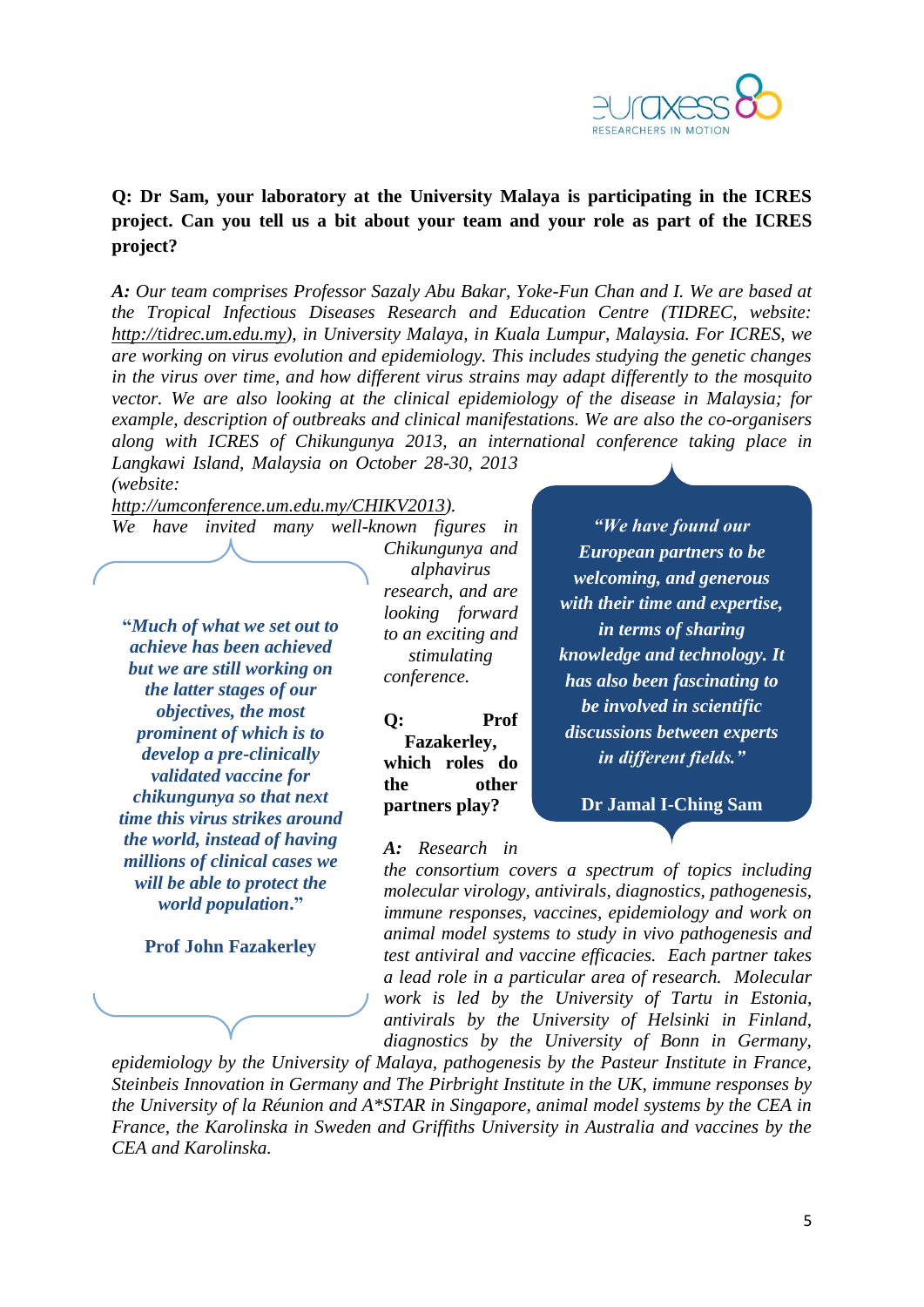**Q: Dr Sam, your laboratory at the University Malaya is participating in the ICRES project. Can you tell us a bit about your team and your role as part of the ICRES project?**

***A:*** *Our team comprises Professor Sazaly Abu Bakar, Yoke-Fun Chan and I. We are based at the Tropical Infectious Diseases Research and Education Centre (TIDREC, website: http://tidrec.um.edu.my), in University Malaya, in Kuala Lumpur, Malaysia. For ICRES, we are working on virus evolution and epidemiology. This includes studying the genetic changes in the virus over time, and how different virus strains may adapt differently to the mosquito vector. We are also looking at the clinical epidemiology of the disease in Malaysia; for example, description of outbreaks and clinical manifestations. We are also the co-organisers along with ICRES of Chikungunya 2013, an international conference taking place in Langkawi Island, Malaysia on October 28-30, 2013 (website: http://umconference.um.edu.my/CHIKV2013). We have invited many well-known figures in Chikungunya and alphavirus research, and are looking forward to an exciting and stimulating conference.*

> ***"We have found our European partners to be welcoming, and generous with their time and expertise, in terms of sharing knowledge and technology. It has also been fascinating to be involved in scientific discussions between experts in different fields."***
>
> **Dr Jamal I-Ching Sam**

**Q: Prof Fazakerley, which roles do the other partners play?**

***A:*** *Research in the consortium covers a spectrum of topics including molecular virology, antivirals, diagnostics, pathogenesis, immune responses, vaccines, epidemiology and work on animal model systems to study in vivo pathogenesis and test antiviral and vaccine efficacies. Each partner takes a lead role in a particular area of research. Molecular work is led by the University of Tartu in Estonia, antivirals by the University of Helsinki in Finland, diagnostics by the University of Bonn in Germany, epidemiology by the University of Malaya, pathogenesis by the Pasteur Institute in France, Steinbeis Innovation in Germany and The Pirbright Institute in the UK, immune responses by the University of la Réunion and A*STAR in Singapore, animal model systems by the CEA in France, the Karolinska in Sweden and Griffiths University in Australia and vaccines by the CEA and Karolinska.*

> ***"Much of what we set out to achieve has been achieved but we are still working on the latter stages of our objectives, the most prominent of which is to develop a pre-clinically validated vaccine for chikungunya so that next time this virus strikes around the world, instead of having millions of clinical cases we will be able to protect the world population."***
>
> **Prof John Fazakerley**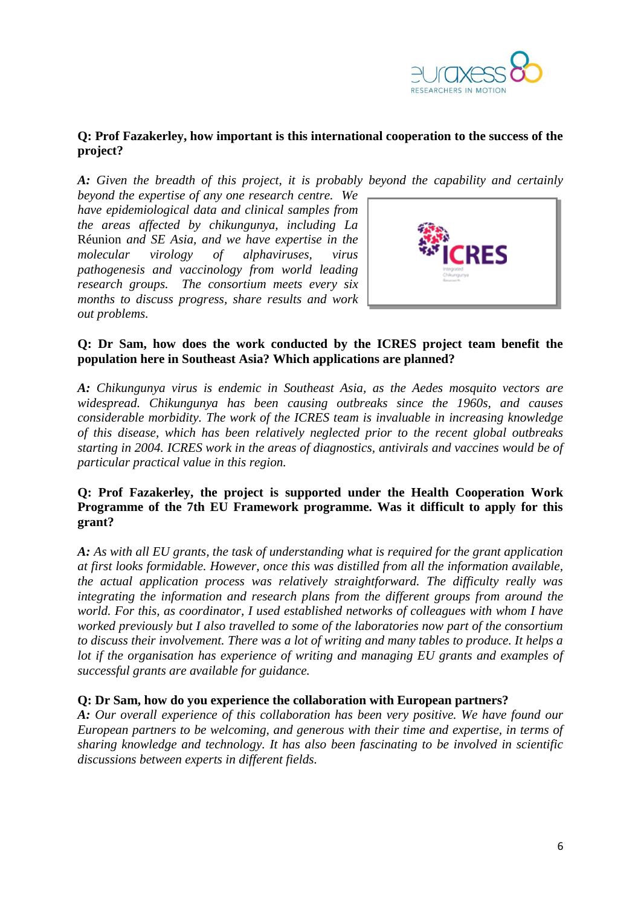**Q: Prof Fazakerley, how important is this international cooperation to the success of the project?**

***A:*** *Given the breadth of this project, it is probably beyond the capability and certainly beyond the expertise of any one research centre. We have epidemiological data and clinical samples from the areas affected by chikungunya, including La* Réunion *and SE Asia, and we have expertise in the molecular virology of alphaviruses, virus pathogenesis and vaccinology from world leading research groups. The consortium meets every six months to discuss progress, share results and work out problems.*

**Q: Dr Sam, how does the work conducted by the ICRES project team benefit the population here in Southeast Asia? Which applications are planned?**

***A:*** *Chikungunya virus is endemic in Southeast Asia, as the Aedes mosquito vectors are widespread. Chikungunya has been causing outbreaks since the 1960s, and causes considerable morbidity. The work of the ICRES team is invaluable in increasing knowledge of this disease, which has been relatively neglected prior to the recent global outbreaks starting in 2004. ICRES work in the areas of diagnostics, antivirals and vaccines would be of particular practical value in this region.*

**Q: Prof Fazakerley, the project is supported under the Health Cooperation Work Programme of the 7th EU Framework programme. Was it difficult to apply for this grant?**

***A:*** *As with all EU grants, the task of understanding what is required for the grant application at first looks formidable. However, once this was distilled from all the information available, the actual application process was relatively straightforward. The difficulty really was integrating the information and research plans from the different groups from around the world. For this, as coordinator, I used established networks of colleagues with whom I have worked previously but I also travelled to some of the laboratories now part of the consortium to discuss their involvement. There was a lot of writing and many tables to produce. It helps a lot if the organisation has experience of writing and managing EU grants and examples of successful grants are available for guidance.*

**Q: Dr Sam, how do you experience the collaboration with European partners?**

***A:*** *Our overall experience of this collaboration has been very positive. We have found our European partners to be welcoming, and generous with their time and expertise, in terms of sharing knowledge and technology. It has also been fascinating to be involved in scientific discussions between experts in different fields.*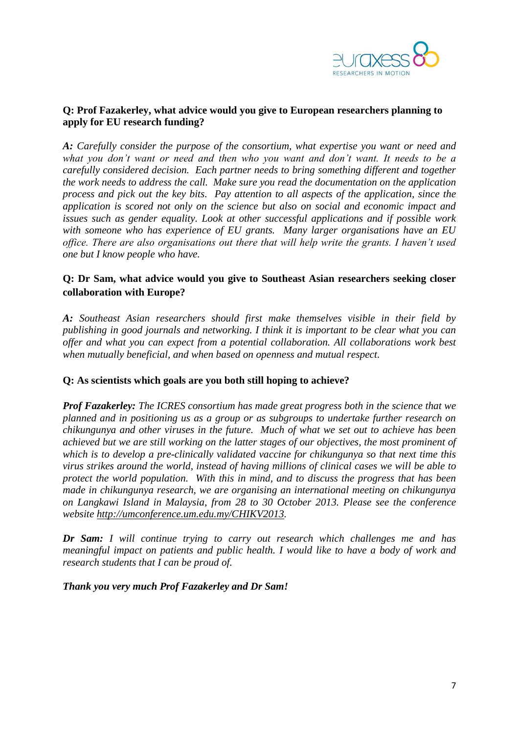**Q: Prof Fazakerley, what advice would you give to European researchers planning to apply for EU research funding?**

***A:*** *Carefully consider the purpose of the consortium, what expertise you want or need and what you don't want or need and then who you want and don't want. It needs to be a carefully considered decision. Each partner needs to bring something different and together the work needs to address the call. Make sure you read the documentation on the application process and pick out the key bits. Pay attention to all aspects of the application, since the application is scored not only on the science but also on social and economic impact and issues such as gender equality. Look at other successful applications and if possible work with someone who has experience of EU grants. Many larger organisations have an EU office. There are also organisations out there that will help write the grants. I haven't used one but I know people who have.*

**Q: Dr Sam, what advice would you give to Southeast Asian researchers seeking closer collaboration with Europe?**

***A:*** *Southeast Asian researchers should first make themselves visible in their field by publishing in good journals and networking. I think it is important to be clear what you can offer and what you can expect from a potential collaboration. All collaborations work best when mutually beneficial, and when based on openness and mutual respect.*

**Q: As scientists which goals are you both still hoping to achieve?**

***Prof Fazakerley:*** *The ICRES consortium has made great progress both in the science that we planned and in positioning us as a group or as subgroups to undertake further research on chikungunya and other viruses in the future. Much of what we set out to achieve has been achieved but we are still working on the latter stages of our objectives, the most prominent of which is to develop a pre-clinically validated vaccine for chikungunya so that next time this virus strikes around the world, instead of having millions of clinical cases we will be able to protect the world population. With this in mind, and to discuss the progress that has been made in chikungunya research, we are organising an international meeting on chikungunya on Langkawi Island in Malaysia, from 28 to 30 October 2013. Please see the conference website [http://umconference.um.edu.my/CHIKV2013](http://umconference.um.edu.my/CHIKV2013).*

***Dr Sam:*** *I will continue trying to carry out research which challenges me and has meaningful impact on patients and public health. I would like to have a body of work and research students that I can be proud of.*

***Thank you very much Prof Fazakerley and Dr Sam!***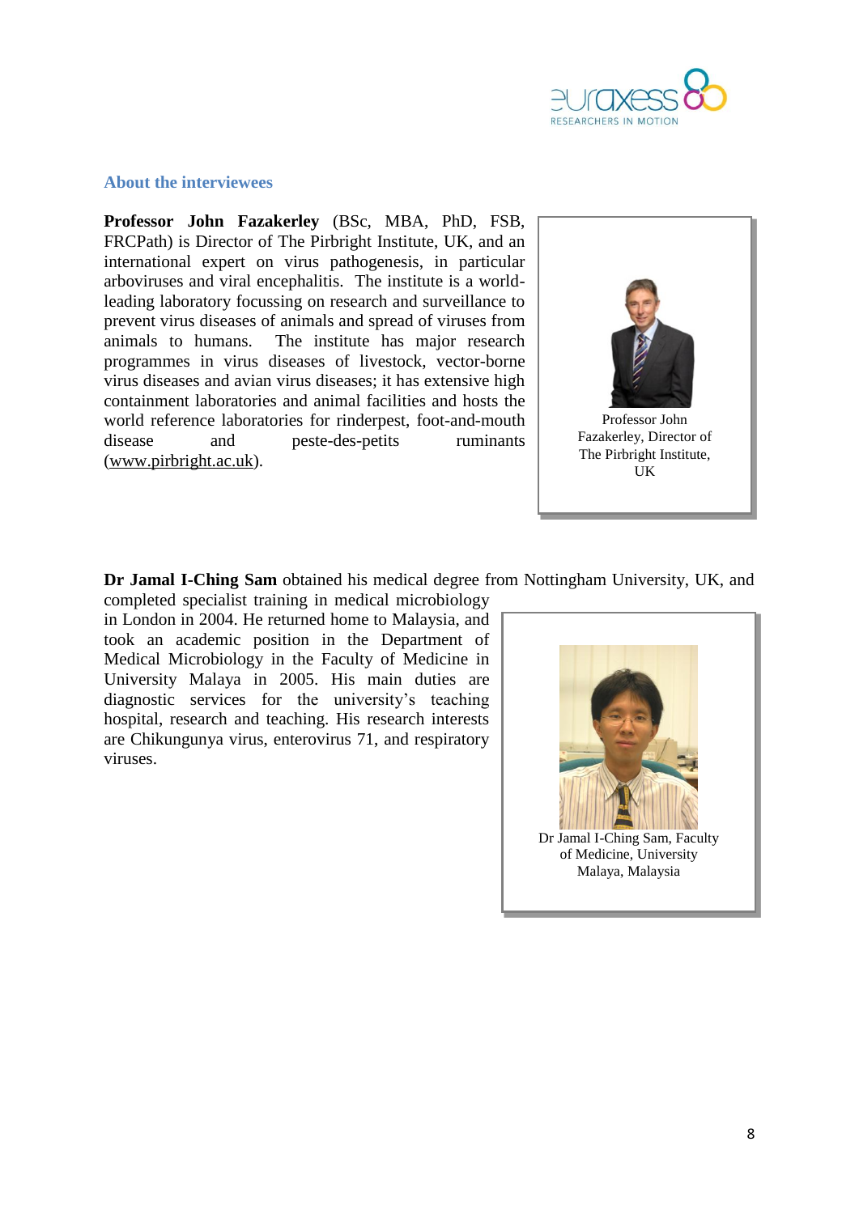## About the interviewees

**Professor John Fazakerley** (BSc, MBA, PhD, FSB, FRCPath) is Director of The Pirbright Institute, UK, and an international expert on virus pathogenesis, in particular arboviruses and viral encephalitis. The institute is a world-leading laboratory focussing on research and surveillance to prevent virus diseases of animals and spread of viruses from animals to humans. The institute has major research programmes in virus diseases of livestock, vector-borne virus diseases and avian virus diseases; it has extensive high containment laboratories and animal facilities and hosts the world reference laboratories for rinderpest, foot-and-mouth disease and peste-des-petits ruminants (www.pirbright.ac.uk).

Professor John Fazakerley, Director of The Pirbright Institute, UK

**Dr Jamal I-Ching Sam** obtained his medical degree from Nottingham University, UK, and completed specialist training in medical microbiology in London in 2004. He returned home to Malaysia, and took an academic position in the Department of Medical Microbiology in the Faculty of Medicine in University Malaya in 2005. His main duties are diagnostic services for the university's teaching hospital, research and teaching. His research interests are Chikungunya virus, enterovirus 71, and respiratory viruses.

Dr Jamal I-Ching Sam, Faculty of Medicine, University Malaya, Malaysia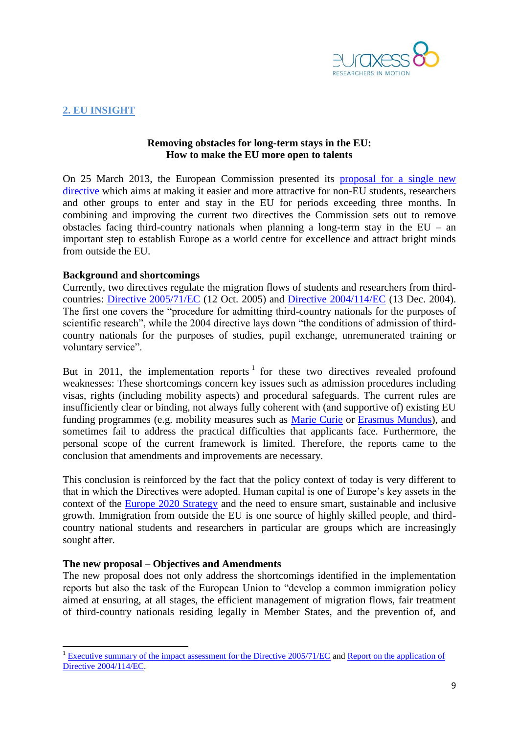## 2. EU INSIGHT

**Removing obstacles for long-term stays in the EU:**
**How to make the EU more open to talents**

On 25 March 2013, the European Commission presented its proposal for a single new directive which aims at making it easier and more attractive for non-EU students, researchers and other groups to enter and stay in the EU for periods exceeding three months. In combining and improving the current two directives the Commission sets out to remove obstacles facing third-country nationals when planning a long-term stay in the EU – an important step to establish Europe as a world centre for excellence and attract bright minds from outside the EU.

**Background and shortcomings**

Currently, two directives regulate the migration flows of students and researchers from third-countries: Directive 2005/71/EC (12 Oct. 2005) and Directive 2004/114/EC (13 Dec. 2004). The first one covers the "procedure for admitting third-country nationals for the purposes of scientific research", while the 2004 directive lays down "the conditions of admission of third-country nationals for the purposes of studies, pupil exchange, unremunerated training or voluntary service".

But in 2011, the implementation reports [1] for these two directives revealed profound weaknesses: These shortcomings concern key issues such as admission procedures including visas, rights (including mobility aspects) and procedural safeguards. The current rules are insufficiently clear or binding, not always fully coherent with (and supportive of) existing EU funding programmes (e.g. mobility measures such as Marie Curie or Erasmus Mundus), and sometimes fail to address the practical difficulties that applicants face. Furthermore, the personal scope of the current framework is limited. Therefore, the reports came to the conclusion that amendments and improvements are necessary.

This conclusion is reinforced by the fact that the policy context of today is very different to that in which the Directives were adopted. Human capital is one of Europe's key assets in the context of the Europe 2020 Strategy and the need to ensure smart, sustainable and inclusive growth. Immigration from outside the EU is one source of highly skilled people, and third-country national students and researchers in particular are groups which are increasingly sought after.

**The new proposal – Objectives and Amendments**

The new proposal does not only address the shortcomings identified in the implementation reports but also the task of the European Union to "develop a common immigration policy aimed at ensuring, at all stages, the efficient management of migration flows, fair treatment of third-country nationals residing legally in Member States, and the prevention of, and

---

[1] Executive summary of the impact assessment for the Directive 2005/71/EC and Report on the application of Directive 2004/114/EC.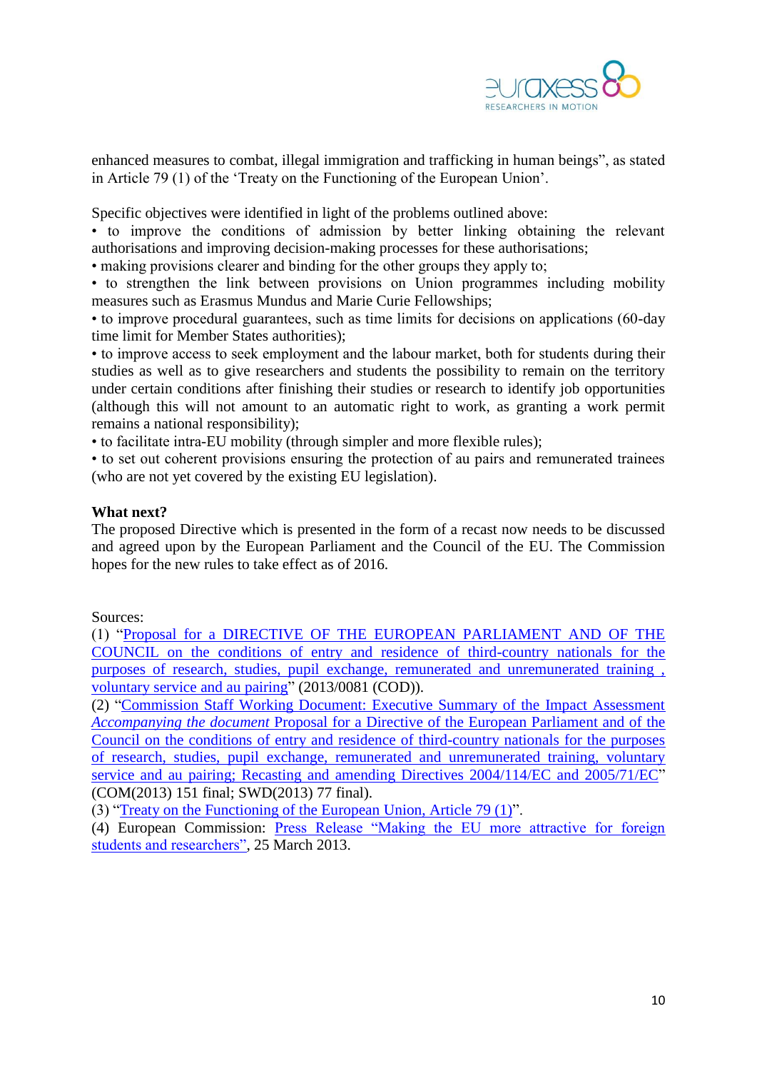enhanced measures to combat, illegal immigration and trafficking in human beings", as stated in Article 79 (1) of the 'Treaty on the Functioning of the European Union'.

Specific objectives were identified in light of the problems outlined above:

- to improve the conditions of admission by better linking obtaining the relevant authorisations and improving decision-making processes for these authorisations;
- making provisions clearer and binding for the other groups they apply to;
- to strengthen the link between provisions on Union programmes including mobility measures such as Erasmus Mundus and Marie Curie Fellowships;
- to improve procedural guarantees, such as time limits for decisions on applications (60-day time limit for Member States authorities);
- to improve access to seek employment and the labour market, both for students during their studies as well as to give researchers and students the possibility to remain on the territory under certain conditions after finishing their studies or research to identify job opportunities (although this will not amount to an automatic right to work, as granting a work permit remains a national responsibility);
- to facilitate intra-EU mobility (through simpler and more flexible rules);
- to set out coherent provisions ensuring the protection of au pairs and remunerated trainees (who are not yet covered by the existing EU legislation).

**What next?**

The proposed Directive which is presented in the form of a recast now needs to be discussed and agreed upon by the European Parliament and the Council of the EU. The Commission hopes for the new rules to take effect as of 2016.

Sources:

(1) "Proposal for a DIRECTIVE OF THE EUROPEAN PARLIAMENT AND OF THE COUNCIL on the conditions of entry and residence of third-country nationals for the purposes of research, studies, pupil exchange, remunerated and unremunerated training , voluntary service and au pairing" (2013/0081 (COD)).

(2) "Commission Staff Working Document: Executive Summary of the Impact Assessment *Accompanying the document* Proposal for a Directive of the European Parliament and of the Council on the conditions of entry and residence of third-country nationals for the purposes of research, studies, pupil exchange, remunerated and unremunerated training, voluntary service and au pairing; Recasting and amending Directives 2004/114/EC and 2005/71/EC" (COM(2013) 151 final; SWD(2013) 77 final).

(3) "Treaty on the Functioning of the European Union, Article 79 (1)".

(4) European Commission: Press Release "Making the EU more attractive for foreign students and researchers", 25 March 2013.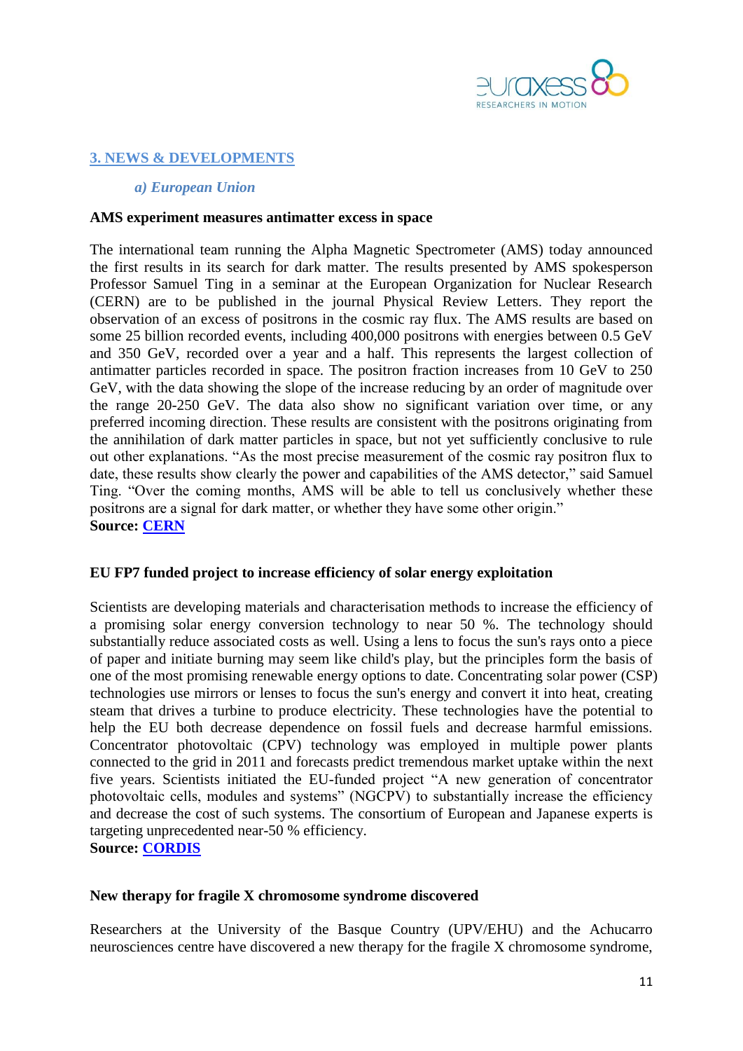## 3. NEWS & DEVELOPMENTS

### *a) European Union*

**AMS experiment measures antimatter excess in space**

The international team running the Alpha Magnetic Spectrometer (AMS) today announced the first results in its search for dark matter. The results presented by AMS spokesperson Professor Samuel Ting in a seminar at the European Organization for Nuclear Research (CERN) are to be published in the journal Physical Review Letters. They report the observation of an excess of positrons in the cosmic ray flux. The AMS results are based on some 25 billion recorded events, including 400,000 positrons with energies between 0.5 GeV and 350 GeV, recorded over a year and a half. This represents the largest collection of antimatter particles recorded in space. The positron fraction increases from 10 GeV to 250 GeV, with the data showing the slope of the increase reducing by an order of magnitude over the range 20-250 GeV. The data also show no significant variation over time, or any preferred incoming direction. These results are consistent with the positrons originating from the annihilation of dark matter particles in space, but not yet sufficiently conclusive to rule out other explanations. “As the most precise measurement of the cosmic ray positron flux to date, these results show clearly the power and capabilities of the AMS detector,” said Samuel Ting. “Over the coming months, AMS will be able to tell us conclusively whether these positrons are a signal for dark matter, or whether they have some other origin.”
**Source: CERN**

**EU FP7 funded project to increase efficiency of solar energy exploitation**

Scientists are developing materials and characterisation methods to increase the efficiency of a promising solar energy conversion technology to near 50 %. The technology should substantially reduce associated costs as well. Using a lens to focus the sun's rays onto a piece of paper and initiate burning may seem like child's play, but the principles form the basis of one of the most promising renewable energy options to date. Concentrating solar power (CSP) technologies use mirrors or lenses to focus the sun's energy and convert it into heat, creating steam that drives a turbine to produce electricity. These technologies have the potential to help the EU both decrease dependence on fossil fuels and decrease harmful emissions. Concentrator photovoltaic (CPV) technology was employed in multiple power plants connected to the grid in 2011 and forecasts predict tremendous market uptake within the next five years. Scientists initiated the EU-funded project “A new generation of concentrator photovoltaic cells, modules and systems” (NGCPV) to substantially increase the efficiency and decrease the cost of such systems. The consortium of European and Japanese experts is targeting unprecedented near-50 % efficiency.
**Source: CORDIS**

**New therapy for fragile X chromosome syndrome discovered**

Researchers at the University of the Basque Country (UPV/EHU) and the Achucarro neurosciences centre have discovered a new therapy for the fragile X chromosome syndrome,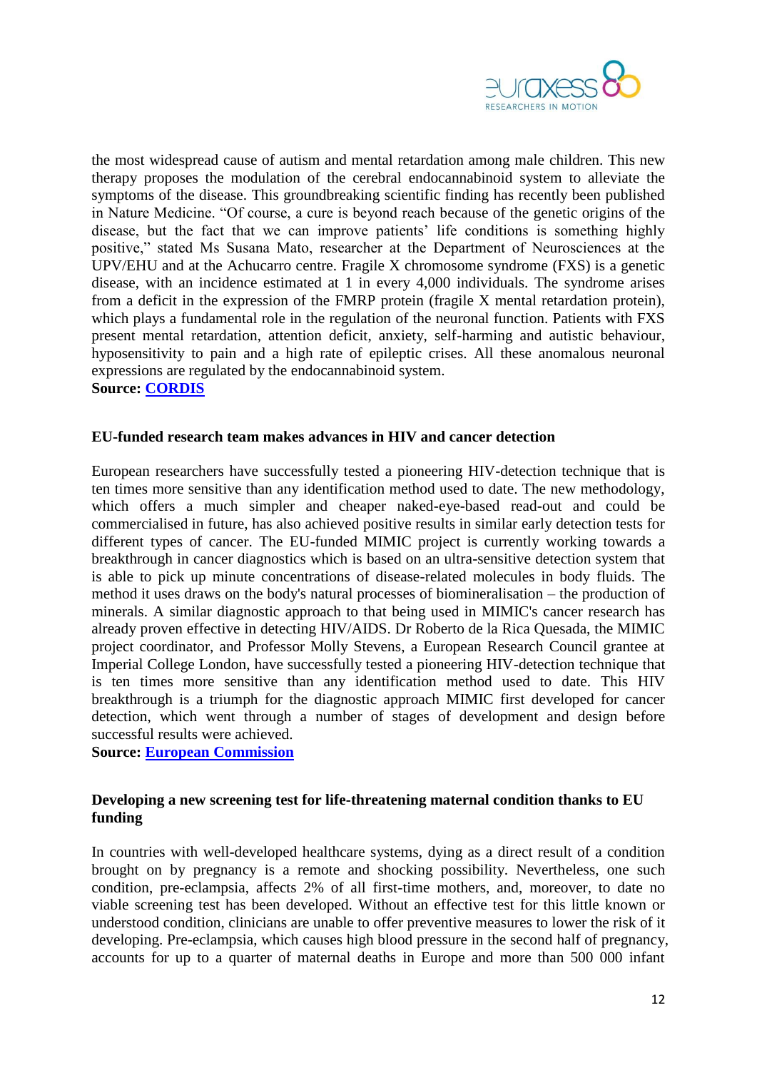the most widespread cause of autism and mental retardation among male children. This new therapy proposes the modulation of the cerebral endocannabinoid system to alleviate the symptoms of the disease. This groundbreaking scientific finding has recently been published in Nature Medicine. “Of course, a cure is beyond reach because of the genetic origins of the disease, but the fact that we can improve patients’ life conditions is something highly positive,” stated Ms Susana Mato, researcher at the Department of Neurosciences at the UPV/EHU and at the Achucarro centre. Fragile X chromosome syndrome (FXS) is a genetic disease, with an incidence estimated at 1 in every 4,000 individuals. The syndrome arises from a deficit in the expression of the FMRP protein (fragile X mental retardation protein), which plays a fundamental role in the regulation of the neuronal function. Patients with FXS present mental retardation, attention deficit, anxiety, self-harming and autistic behaviour, hyposensitivity to pain and a high rate of epileptic crises. All these anomalous neuronal expressions are regulated by the endocannabinoid system.

**Source: CORDIS**

**EU-funded research team makes advances in HIV and cancer detection**

European researchers have successfully tested a pioneering HIV-detection technique that is ten times more sensitive than any identification method used to date. The new methodology, which offers a much simpler and cheaper naked-eye-based read-out and could be commercialised in future, has also achieved positive results in similar early detection tests for different types of cancer. The EU-funded MIMIC project is currently working towards a breakthrough in cancer diagnostics which is based on an ultra-sensitive detection system that is able to pick up minute concentrations of disease-related molecules in body fluids. The method it uses draws on the body's natural processes of biomineralisation – the production of minerals. A similar diagnostic approach to that being used in MIMIC's cancer research has already proven effective in detecting HIV/AIDS. Dr Roberto de la Rica Quesada, the MIMIC project coordinator, and Professor Molly Stevens, a European Research Council grantee at Imperial College London, have successfully tested a pioneering HIV-detection technique that is ten times more sensitive than any identification method used to date. This HIV breakthrough is a triumph for the diagnostic approach MIMIC first developed for cancer detection, which went through a number of stages of development and design before successful results were achieved.

**Source: European Commission**

**Developing a new screening test for life-threatening maternal condition thanks to EU funding**

In countries with well-developed healthcare systems, dying as a direct result of a condition brought on by pregnancy is a remote and shocking possibility. Nevertheless, one such condition, pre-eclampsia, affects 2% of all first-time mothers, and, moreover, to date no viable screening test has been developed. Without an effective test for this little known or understood condition, clinicians are unable to offer preventive measures to lower the risk of it developing. Pre-eclampsia, which causes high blood pressure in the second half of pregnancy, accounts for up to a quarter of maternal deaths in Europe and more than 500 000 infant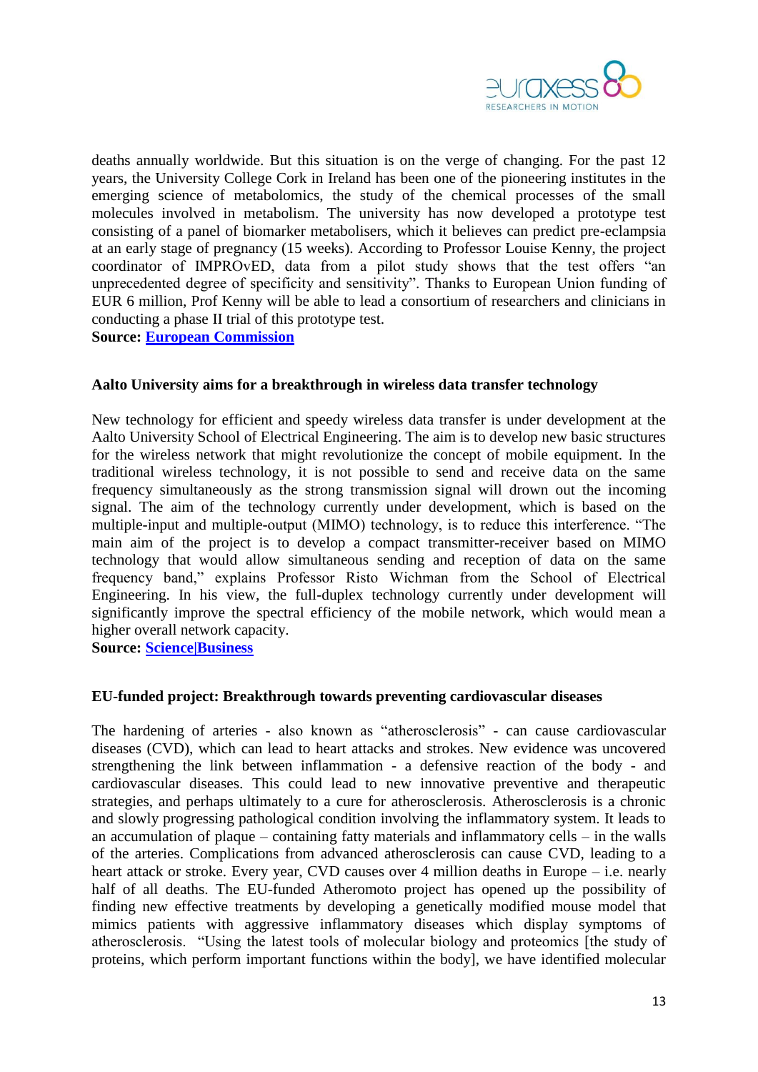deaths annually worldwide. But this situation is on the verge of changing. For the past 12 years, the University College Cork in Ireland has been one of the pioneering institutes in the emerging science of metabolomics, the study of the chemical processes of the small molecules involved in metabolism. The university has now developed a prototype test consisting of a panel of biomarker metabolisers, which it believes can predict pre-eclampsia at an early stage of pregnancy (15 weeks). According to Professor Louise Kenny, the project coordinator of IMPROvED, data from a pilot study shows that the test offers "an unprecedented degree of specificity and sensitivity". Thanks to European Union funding of EUR 6 million, Prof Kenny will be able to lead a consortium of researchers and clinicians in conducting a phase II trial of this prototype test.

**Source: European Commission**

**Aalto University aims for a breakthrough in wireless data transfer technology**

New technology for efficient and speedy wireless data transfer is under development at the Aalto University School of Electrical Engineering. The aim is to develop new basic structures for the wireless network that might revolutionize the concept of mobile equipment. In the traditional wireless technology, it is not possible to send and receive data on the same frequency simultaneously as the strong transmission signal will drown out the incoming signal. The aim of the technology currently under development, which is based on the multiple-input and multiple-output (MIMO) technology, is to reduce this interference. "The main aim of the project is to develop a compact transmitter-receiver based on MIMO technology that would allow simultaneous sending and reception of data on the same frequency band," explains Professor Risto Wichman from the School of Electrical Engineering. In his view, the full-duplex technology currently under development will significantly improve the spectral efficiency of the mobile network, which would mean a higher overall network capacity.

**Source: Science|Business**

**EU-funded project: Breakthrough towards preventing cardiovascular diseases**

The hardening of arteries - also known as "atherosclerosis" - can cause cardiovascular diseases (CVD), which can lead to heart attacks and strokes. New evidence was uncovered strengthening the link between inflammation - a defensive reaction of the body - and cardiovascular diseases. This could lead to new innovative preventive and therapeutic strategies, and perhaps ultimately to a cure for atherosclerosis. Atherosclerosis is a chronic and slowly progressing pathological condition involving the inflammatory system. It leads to an accumulation of plaque – containing fatty materials and inflammatory cells – in the walls of the arteries. Complications from advanced atherosclerosis can cause CVD, leading to a heart attack or stroke. Every year, CVD causes over 4 million deaths in Europe – i.e. nearly half of all deaths. The EU-funded Atheromoto project has opened up the possibility of finding new effective treatments by developing a genetically modified mouse model that mimics patients with aggressive inflammatory diseases which display symptoms of atherosclerosis. "Using the latest tools of molecular biology and proteomics [the study of proteins, which perform important functions within the body], we have identified molecular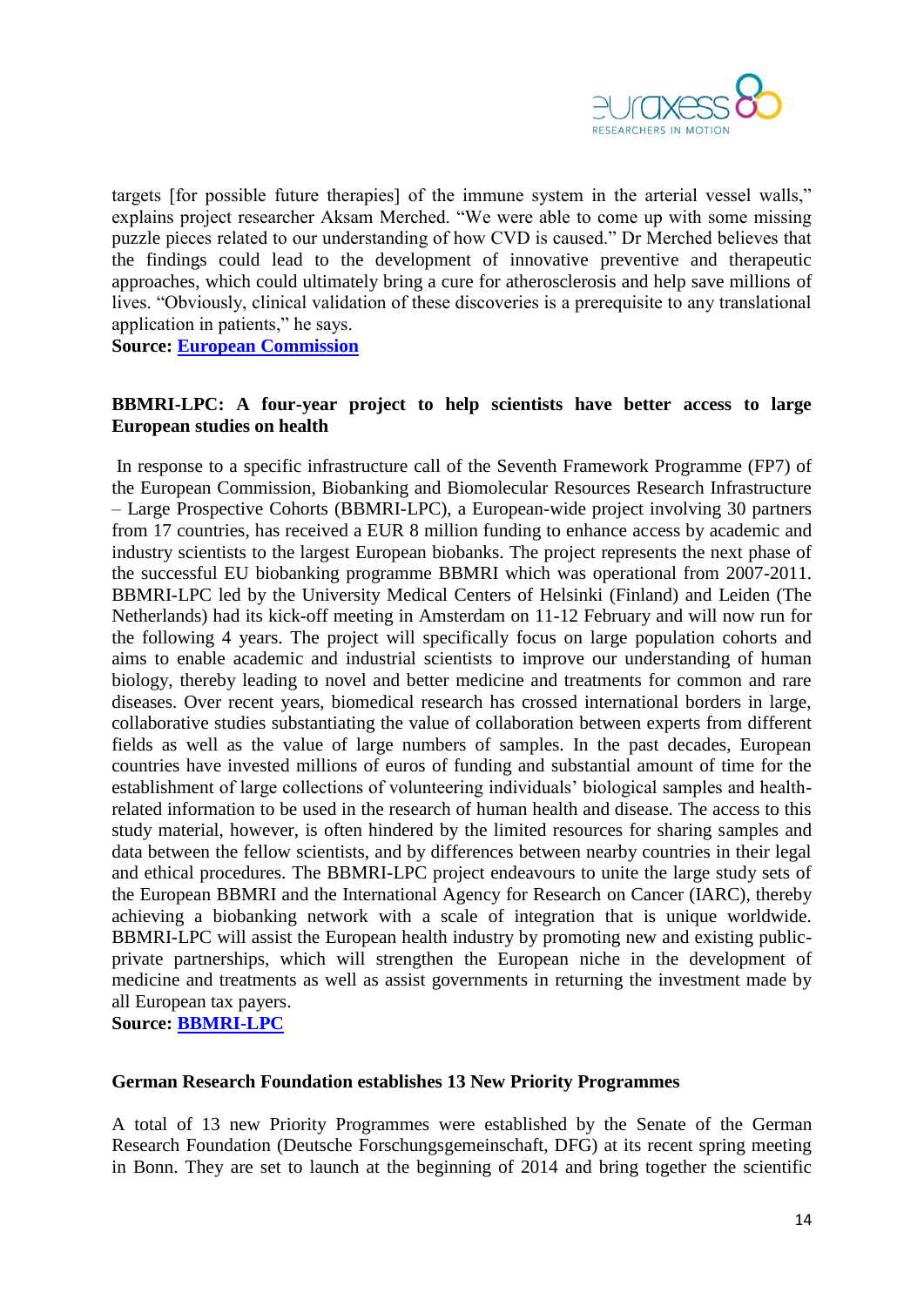targets [for possible future therapies] of the immune system in the arterial vessel walls," explains project researcher Aksam Merched. "We were able to come up with some missing puzzle pieces related to our understanding of how CVD is caused." Dr Merched believes that the findings could lead to the development of innovative preventive and therapeutic approaches, which could ultimately bring a cure for atherosclerosis and help save millions of lives. "Obviously, clinical validation of these discoveries is a prerequisite to any translational application in patients," he says.
**Source: European Commission**

**BBMRI-LPC: A four-year project to help scientists have better access to large European studies on health**

In response to a specific infrastructure call of the Seventh Framework Programme (FP7) of the European Commission, Biobanking and Biomolecular Resources Research Infrastructure – Large Prospective Cohorts (BBMRI-LPC), a European-wide project involving 30 partners from 17 countries, has received a EUR 8 million funding to enhance access by academic and industry scientists to the largest European biobanks. The project represents the next phase of the successful EU biobanking programme BBMRI which was operational from 2007-2011. BBMRI-LPC led by the University Medical Centers of Helsinki (Finland) and Leiden (The Netherlands) had its kick-off meeting in Amsterdam on 11-12 February and will now run for the following 4 years. The project will specifically focus on large population cohorts and aims to enable academic and industrial scientists to improve our understanding of human biology, thereby leading to novel and better medicine and treatments for common and rare diseases. Over recent years, biomedical research has crossed international borders in large, collaborative studies substantiating the value of collaboration between experts from different fields as well as the value of large numbers of samples. In the past decades, European countries have invested millions of euros of funding and substantial amount of time for the establishment of large collections of volunteering individuals' biological samples and health-related information to be used in the research of human health and disease. The access to this study material, however, is often hindered by the limited resources for sharing samples and data between the fellow scientists, and by differences between nearby countries in their legal and ethical procedures. The BBMRI-LPC project endeavours to unite the large study sets of the European BBMRI and the International Agency for Research on Cancer (IARC), thereby achieving a biobanking network with a scale of integration that is unique worldwide. BBMRI-LPC will assist the European health industry by promoting new and existing public-private partnerships, which will strengthen the European niche in the development of medicine and treatments as well as assist governments in returning the investment made by all European tax payers.
**Source: BBMRI-LPC**

**German Research Foundation establishes 13 New Priority Programmes**

A total of 13 new Priority Programmes were established by the Senate of the German Research Foundation (Deutsche Forschungsgemeinschaft, DFG) at its recent spring meeting in Bonn. They are set to launch at the beginning of 2014 and bring together the scientific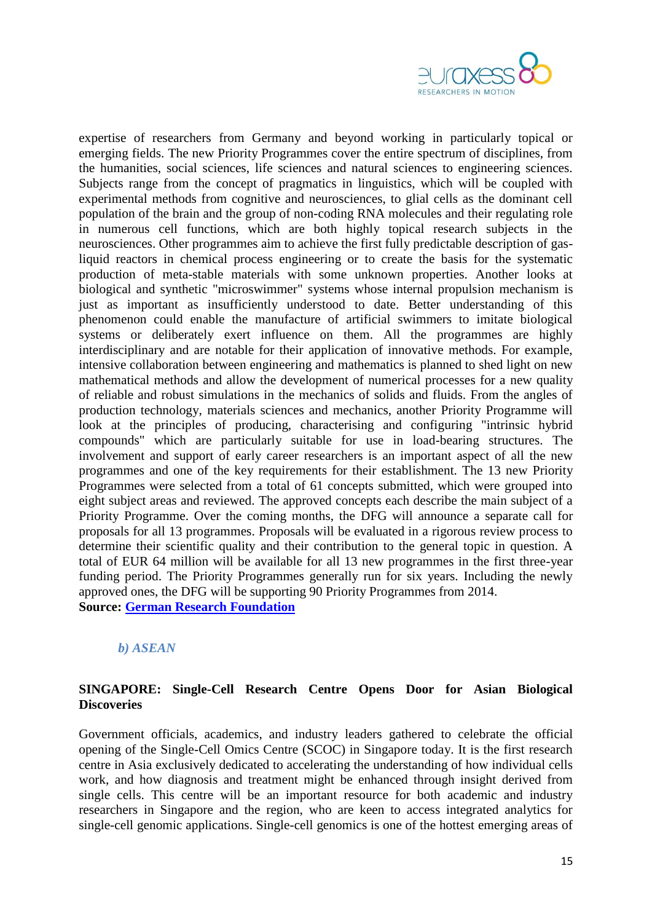expertise of researchers from Germany and beyond working in particularly topical or emerging fields. The new Priority Programmes cover the entire spectrum of disciplines, from the humanities, social sciences, life sciences and natural sciences to engineering sciences. Subjects range from the concept of pragmatics in linguistics, which will be coupled with experimental methods from cognitive and neurosciences, to glial cells as the dominant cell population of the brain and the group of non-coding RNA molecules and their regulating role in numerous cell functions, which are both highly topical research subjects in the neurosciences. Other programmes aim to achieve the first fully predictable description of gas-liquid reactors in chemical process engineering or to create the basis for the systematic production of meta-stable materials with some unknown properties. Another looks at biological and synthetic "microswimmer" systems whose internal propulsion mechanism is just as important as insufficiently understood to date. Better understanding of this phenomenon could enable the manufacture of artificial swimmers to imitate biological systems or deliberately exert influence on them. All the programmes are highly interdisciplinary and are notable for their application of innovative methods. For example, intensive collaboration between engineering and mathematics is planned to shed light on new mathematical methods and allow the development of numerical processes for a new quality of reliable and robust simulations in the mechanics of solids and fluids. From the angles of production technology, materials sciences and mechanics, another Priority Programme will look at the principles of producing, characterising and configuring "intrinsic hybrid compounds" which are particularly suitable for use in load-bearing structures. The involvement and support of early career researchers is an important aspect of all the new programmes and one of the key requirements for their establishment. The 13 new Priority Programmes were selected from a total of 61 concepts submitted, which were grouped into eight subject areas and reviewed. The approved concepts each describe the main subject of a Priority Programme. Over the coming months, the DFG will announce a separate call for proposals for all 13 programmes. Proposals will be evaluated in a rigorous review process to determine their scientific quality and their contribution to the general topic in question. A total of EUR 64 million will be available for all 13 new programmes in the first three-year funding period. The Priority Programmes generally run for six years. Including the newly approved ones, the DFG will be supporting 90 Priority Programmes from 2014.
**Source: German Research Foundation**

### *b) ASEAN*

**SINGAPORE: Single-Cell Research Centre Opens Door for Asian Biological Discoveries**

Government officials, academics, and industry leaders gathered to celebrate the official opening of the Single-Cell Omics Centre (SCOC) in Singapore today. It is the first research centre in Asia exclusively dedicated to accelerating the understanding of how individual cells work, and how diagnosis and treatment might be enhanced through insight derived from single cells. This centre will be an important resource for both academic and industry researchers in Singapore and the region, who are keen to access integrated analytics for single-cell genomic applications. Single-cell genomics is one of the hottest emerging areas of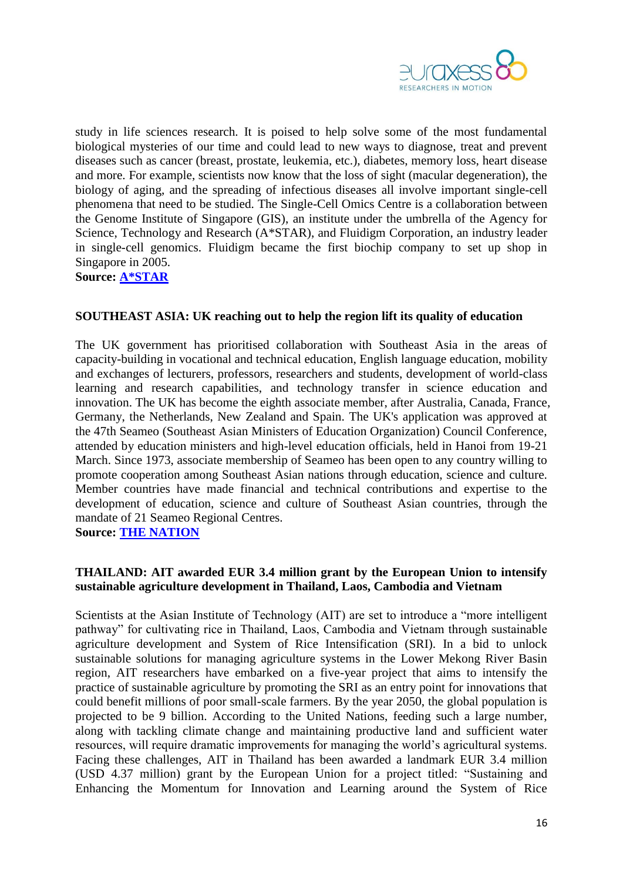study in life sciences research. It is poised to help solve some of the most fundamental biological mysteries of our time and could lead to new ways to diagnose, treat and prevent diseases such as cancer (breast, prostate, leukemia, etc.), diabetes, memory loss, heart disease and more. For example, scientists now know that the loss of sight (macular degeneration), the biology of aging, and the spreading of infectious diseases all involve important single-cell phenomena that need to be studied. The Single-Cell Omics Centre is a collaboration between the Genome Institute of Singapore (GIS), an institute under the umbrella of the Agency for Science, Technology and Research (A*STAR), and Fluidigm Corporation, an industry leader in single-cell genomics. Fluidigm became the first biochip company to set up shop in Singapore in 2005.

**Source: A*STAR**

**SOUTHEAST ASIA: UK reaching out to help the region lift its quality of education**

The UK government has prioritised collaboration with Southeast Asia in the areas of capacity-building in vocational and technical education, English language education, mobility and exchanges of lecturers, professors, researchers and students, development of world-class learning and research capabilities, and technology transfer in science education and innovation. The UK has become the eighth associate member, after Australia, Canada, France, Germany, the Netherlands, New Zealand and Spain. The UK's application was approved at the 47th Seameo (Southeast Asian Ministers of Education Organization) Council Conference, attended by education ministers and high-level education officials, held in Hanoi from 19-21 March. Since 1973, associate membership of Seameo has been open to any country willing to promote cooperation among Southeast Asian nations through education, science and culture. Member countries have made financial and technical contributions and expertise to the development of education, science and culture of Southeast Asian countries, through the mandate of 21 Seameo Regional Centres.

**Source: THE NATION**

**THAILAND: AIT awarded EUR 3.4 million grant by the European Union to intensify sustainable agriculture development in Thailand, Laos, Cambodia and Vietnam**

Scientists at the Asian Institute of Technology (AIT) are set to introduce a "more intelligent pathway" for cultivating rice in Thailand, Laos, Cambodia and Vietnam through sustainable agriculture development and System of Rice Intensification (SRI). In a bid to unlock sustainable solutions for managing agriculture systems in the Lower Mekong River Basin region, AIT researchers have embarked on a five-year project that aims to intensify the practice of sustainable agriculture by promoting the SRI as an entry point for innovations that could benefit millions of poor small-scale farmers. By the year 2050, the global population is projected to be 9 billion. According to the United Nations, feeding such a large number, along with tackling climate change and maintaining productive land and sufficient water resources, will require dramatic improvements for managing the world's agricultural systems. Facing these challenges, AIT in Thailand has been awarded a landmark EUR 3.4 million (USD 4.37 million) grant by the European Union for a project titled: "Sustaining and Enhancing the Momentum for Innovation and Learning around the System of Rice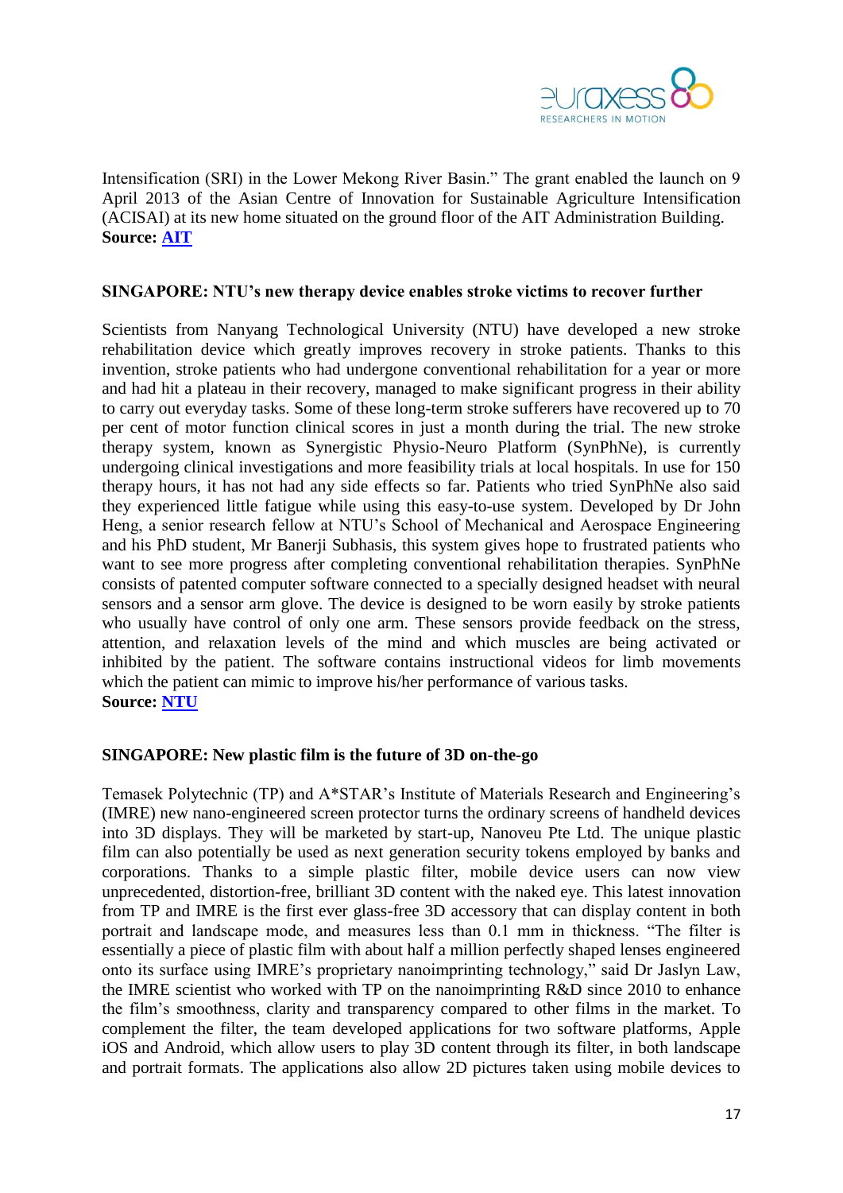Intensification (SRI) in the Lower Mekong River Basin." The grant enabled the launch on 9 April 2013 of the Asian Centre of Innovation for Sustainable Agriculture Intensification (ACISAI) at its new home situated on the ground floor of the AIT Administration Building.
**Source: AIT**

**SINGAPORE: NTU's new therapy device enables stroke victims to recover further**

Scientists from Nanyang Technological University (NTU) have developed a new stroke rehabilitation device which greatly improves recovery in stroke patients. Thanks to this invention, stroke patients who had undergone conventional rehabilitation for a year or more and had hit a plateau in their recovery, managed to make significant progress in their ability to carry out everyday tasks. Some of these long-term stroke sufferers have recovered up to 70 per cent of motor function clinical scores in just a month during the trial. The new stroke therapy system, known as Synergistic Physio-Neuro Platform (SynPhNe), is currently undergoing clinical investigations and more feasibility trials at local hospitals. In use for 150 therapy hours, it has not had any side effects so far. Patients who tried SynPhNe also said they experienced little fatigue while using this easy-to-use system. Developed by Dr John Heng, a senior research fellow at NTU's School of Mechanical and Aerospace Engineering and his PhD student, Mr Banerji Subhasis, this system gives hope to frustrated patients who want to see more progress after completing conventional rehabilitation therapies. SynPhNe consists of patented computer software connected to a specially designed headset with neural sensors and a sensor arm glove. The device is designed to be worn easily by stroke patients who usually have control of only one arm. These sensors provide feedback on the stress, attention, and relaxation levels of the mind and which muscles are being activated or inhibited by the patient. The software contains instructional videos for limb movements which the patient can mimic to improve his/her performance of various tasks.
**Source: NTU**

**SINGAPORE: New plastic film is the future of 3D on-the-go**

Temasek Polytechnic (TP) and A*STAR's Institute of Materials Research and Engineering's (IMRE) new nano-engineered screen protector turns the ordinary screens of handheld devices into 3D displays. They will be marketed by start-up, Nanoveu Pte Ltd. The unique plastic film can also potentially be used as next generation security tokens employed by banks and corporations. Thanks to a simple plastic filter, mobile device users can now view unprecedented, distortion-free, brilliant 3D content with the naked eye. This latest innovation from TP and IMRE is the first ever glass-free 3D accessory that can display content in both portrait and landscape mode, and measures less than 0.1 mm in thickness. "The filter is essentially a piece of plastic film with about half a million perfectly shaped lenses engineered onto its surface using IMRE's proprietary nanoimprinting technology," said Dr Jaslyn Law, the IMRE scientist who worked with TP on the nanoimprinting R&D since 2010 to enhance the film's smoothness, clarity and transparency compared to other films in the market. To complement the filter, the team developed applications for two software platforms, Apple iOS and Android, which allow users to play 3D content through its filter, in both landscape and portrait formats. The applications also allow 2D pictures taken using mobile devices to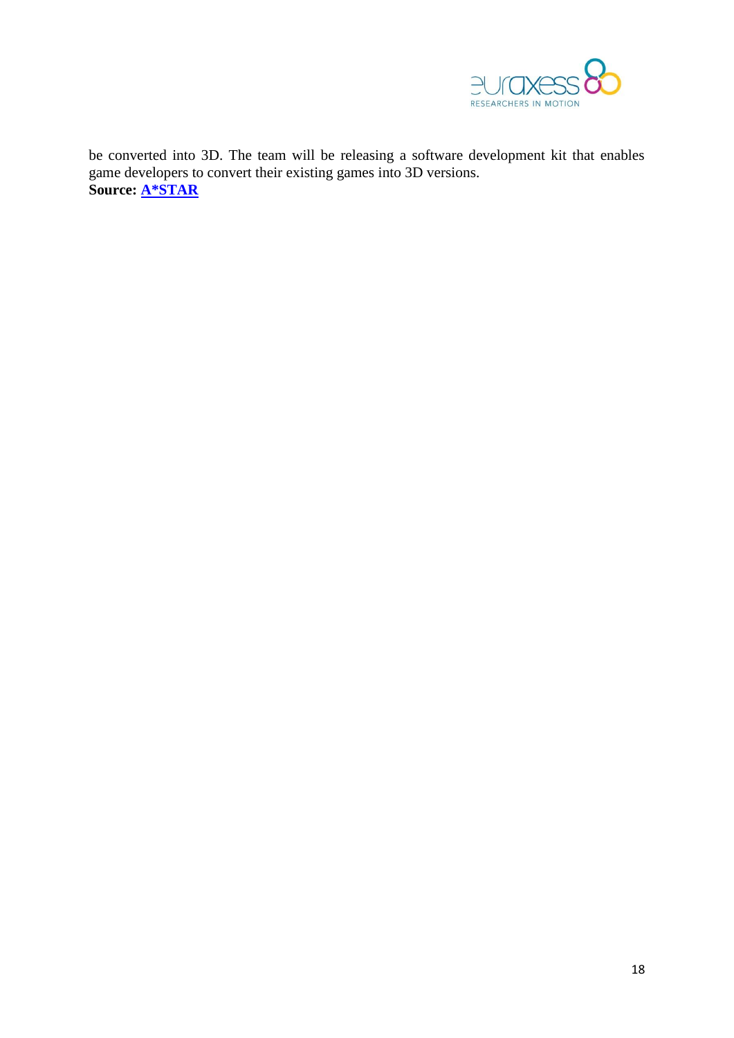be converted into 3D. The team will be releasing a software development kit that enables game developers to convert their existing games into 3D versions.
**Source: A*STAR**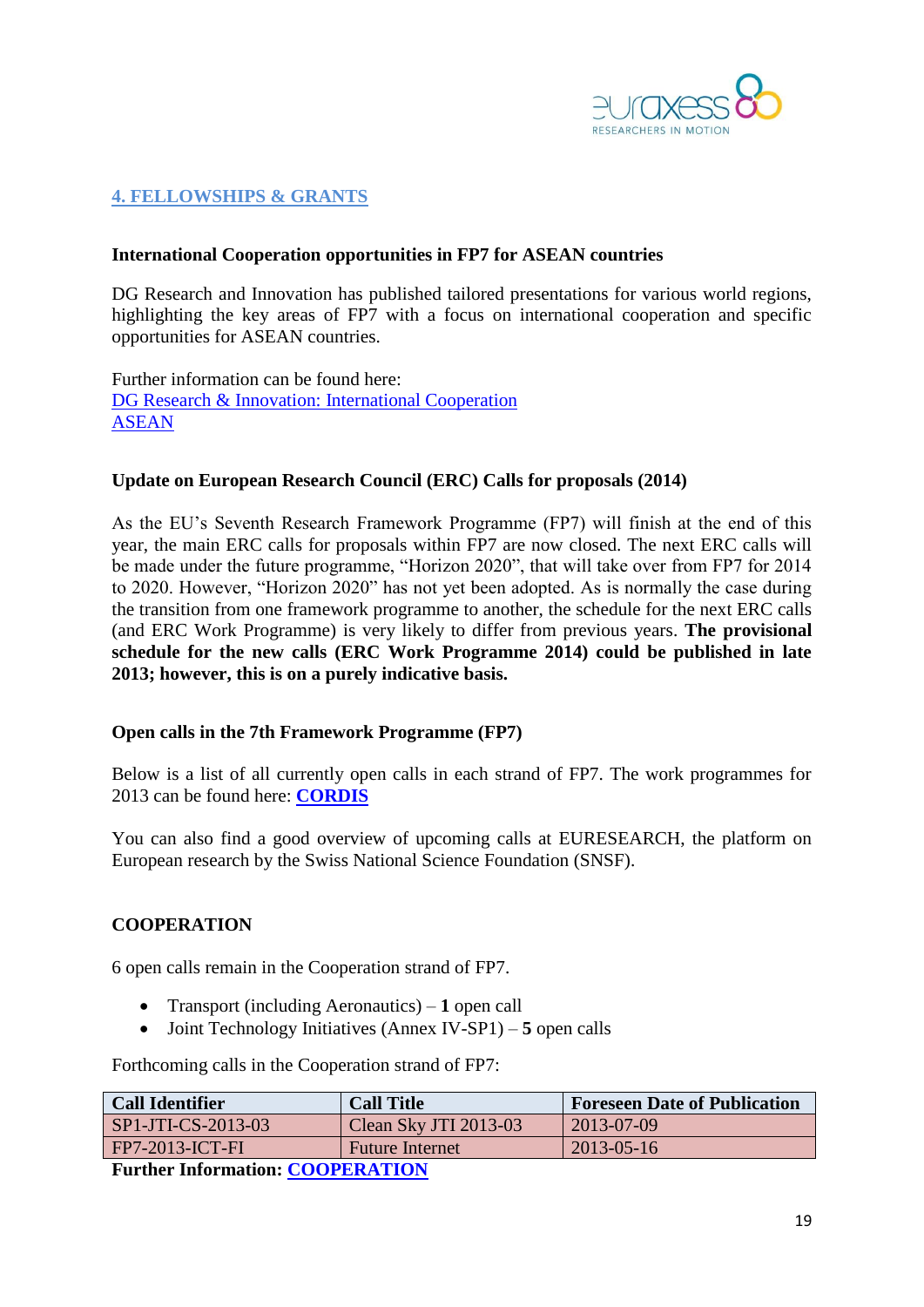## 4. FELLOWSHIPS & GRANTS

### International Cooperation opportunities in FP7 for ASEAN countries

DG Research and Innovation has published tailored presentations for various world regions, highlighting the key areas of FP7 with a focus on international cooperation and specific opportunities for ASEAN countries.

Further information can be found here:
DG Research & Innovation: International Cooperation
ASEAN

### Update on European Research Council (ERC) Calls for proposals (2014)

As the EU's Seventh Research Framework Programme (FP7) will finish at the end of this year, the main ERC calls for proposals within FP7 are now closed. The next ERC calls will be made under the future programme, "Horizon 2020", that will take over from FP7 for 2014 to 2020. However, "Horizon 2020" has not yet been adopted. As is normally the case during the transition from one framework programme to another, the schedule for the next ERC calls (and ERC Work Programme) is very likely to differ from previous years. **The provisional schedule for the new calls (ERC Work Programme 2014) could be published in late 2013; however, this is on a purely indicative basis.**

### Open calls in the 7th Framework Programme (FP7)

Below is a list of all currently open calls in each strand of FP7. The work programmes for 2013 can be found here: **CORDIS**

You can also find a good overview of upcoming calls at EURESEARCH, the platform on European research by the Swiss National Science Foundation (SNSF).

### COOPERATION

6 open calls remain in the Cooperation strand of FP7.

- Transport (including Aeronautics) – **1** open call
- Joint Technology Initiatives (Annex IV-SP1) – **5** open calls

Forthcoming calls in the Cooperation strand of FP7:

| Call Identifier | Call Title | Foreseen Date of Publication |
|---|---|---|
| SP1-JTI-CS-2013-03 | Clean Sky JTI 2013-03 | 2013-07-09 |
| FP7-2013-ICT-FI | Future Internet | 2013-05-16 |

**Further Information: COOPERATION**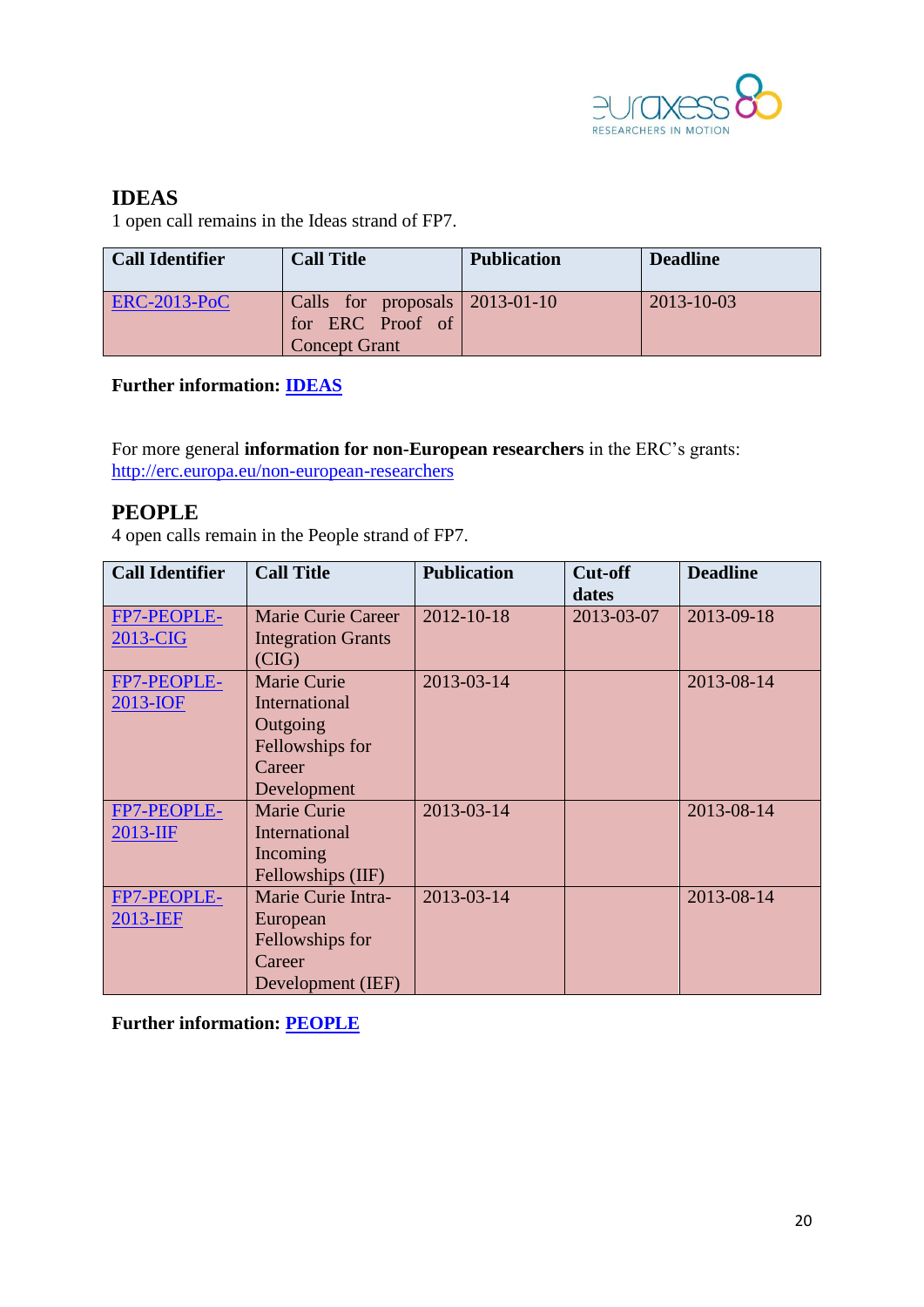## IDEAS

1 open call remains in the Ideas strand of FP7.

| Call Identifier | Call Title | Publication | Deadline |
|---|---|---|---|
| ERC-2013-PoC | Calls for proposals for ERC Proof of Concept Grant | 2013-01-10 | 2013-10-03 |

**Further information: IDEAS**

For more general **information for non-European researchers** in the ERC's grants: http://erc.europa.eu/non-european-researchers

## PEOPLE

4 open calls remain in the People strand of FP7.

| Call Identifier | Call Title | Publication | Cut-off dates | Deadline |
|---|---|---|---|---|
| FP7-PEOPLE-2013-CIG | Marie Curie Career Integration Grants (CIG) | 2012-10-18 | 2013-03-07 | 2013-09-18 |
| FP7-PEOPLE-2013-IOF | Marie Curie International Outgoing Fellowships for Career Development | 2013-03-14 | | 2013-08-14 |
| FP7-PEOPLE-2013-IIF | Marie Curie International Incoming Fellowships (IIF) | 2013-03-14 | | 2013-08-14 |
| FP7-PEOPLE-2013-IEF | Marie Curie Intra-European Fellowships for Career Development (IEF) | 2013-03-14 | | 2013-08-14 |

**Further information: PEOPLE**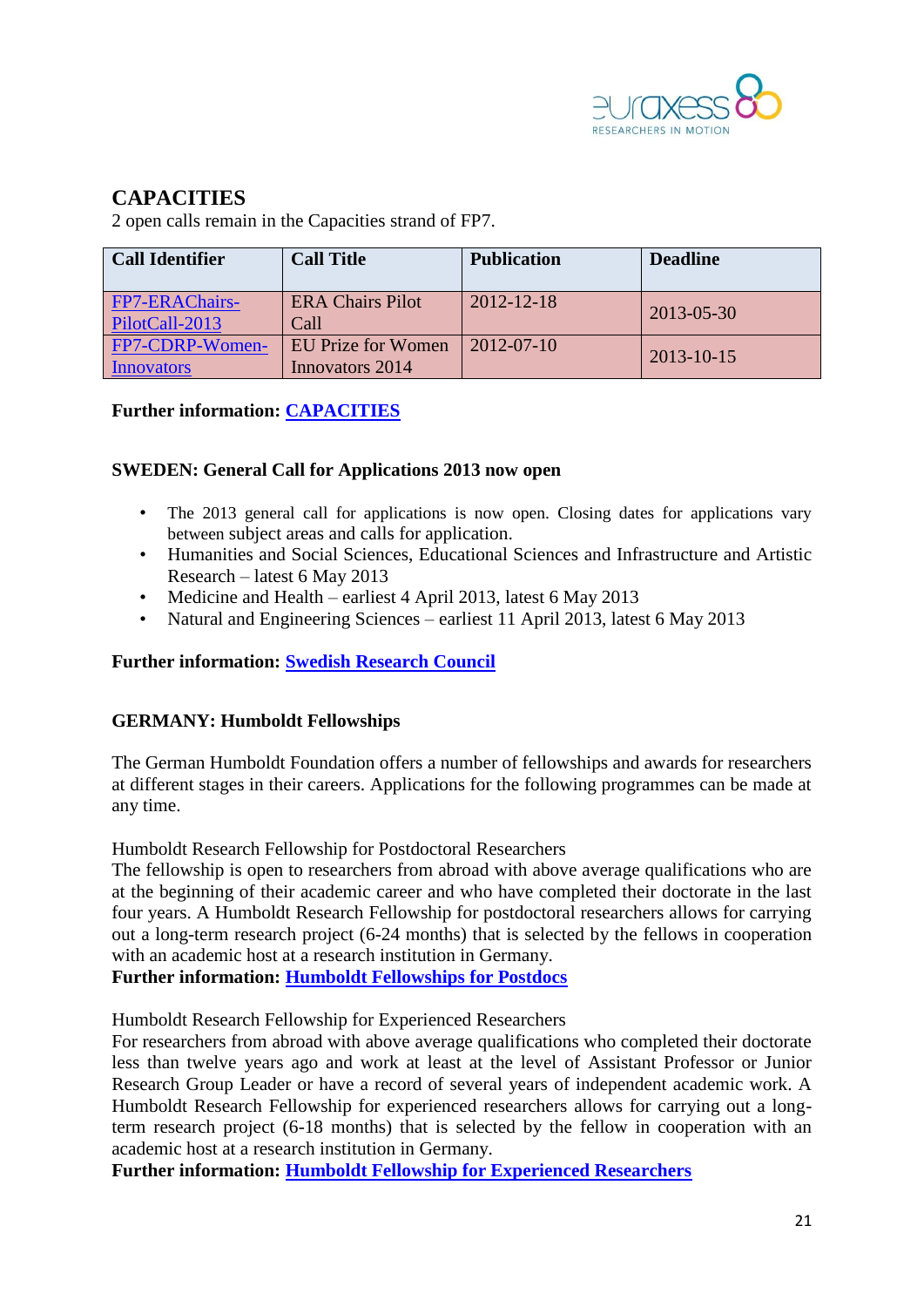## CAPACITIES

2 open calls remain in the Capacities strand of FP7.

| Call Identifier | Call Title | Publication | Deadline |
|---|---|---|---|
| FP7-ERAChairs-PilotCall-2013 | ERA Chairs Pilot Call | 2012-12-18 | 2013-05-30 |
| FP7-CDRP-Women-Innovators | EU Prize for Women Innovators 2014 | 2012-07-10 | 2013-10-15 |

**Further information: CAPACITIES**

**SWEDEN: General Call for Applications 2013 now open**

- The 2013 general call for applications is now open. Closing dates for applications vary between subject areas and calls for application.
- Humanities and Social Sciences, Educational Sciences and Infrastructure and Artistic Research – latest 6 May 2013
- Medicine and Health – earliest 4 April 2013, latest 6 May 2013
- Natural and Engineering Sciences – earliest 11 April 2013, latest 6 May 2013

**Further information: Swedish Research Council**

**GERMANY: Humboldt Fellowships**

The German Humboldt Foundation offers a number of fellowships and awards for researchers at different stages in their careers. Applications for the following programmes can be made at any time.

Humboldt Research Fellowship for Postdoctoral Researchers
The fellowship is open to researchers from abroad with above average qualifications who are at the beginning of their academic career and who have completed their doctorate in the last four years. A Humboldt Research Fellowship for postdoctoral researchers allows for carrying out a long-term research project (6-24 months) that is selected by the fellows in cooperation with an academic host at a research institution in Germany.
**Further information: Humboldt Fellowships for Postdocs**

Humboldt Research Fellowship for Experienced Researchers
For researchers from abroad with above average qualifications who completed their doctorate less than twelve years ago and work at least at the level of Assistant Professor or Junior Research Group Leader or have a record of several years of independent academic work. A Humboldt Research Fellowship for experienced researchers allows for carrying out a long-term research project (6-18 months) that is selected by the fellow in cooperation with an academic host at a research institution in Germany.
**Further information: Humboldt Fellowship for Experienced Researchers**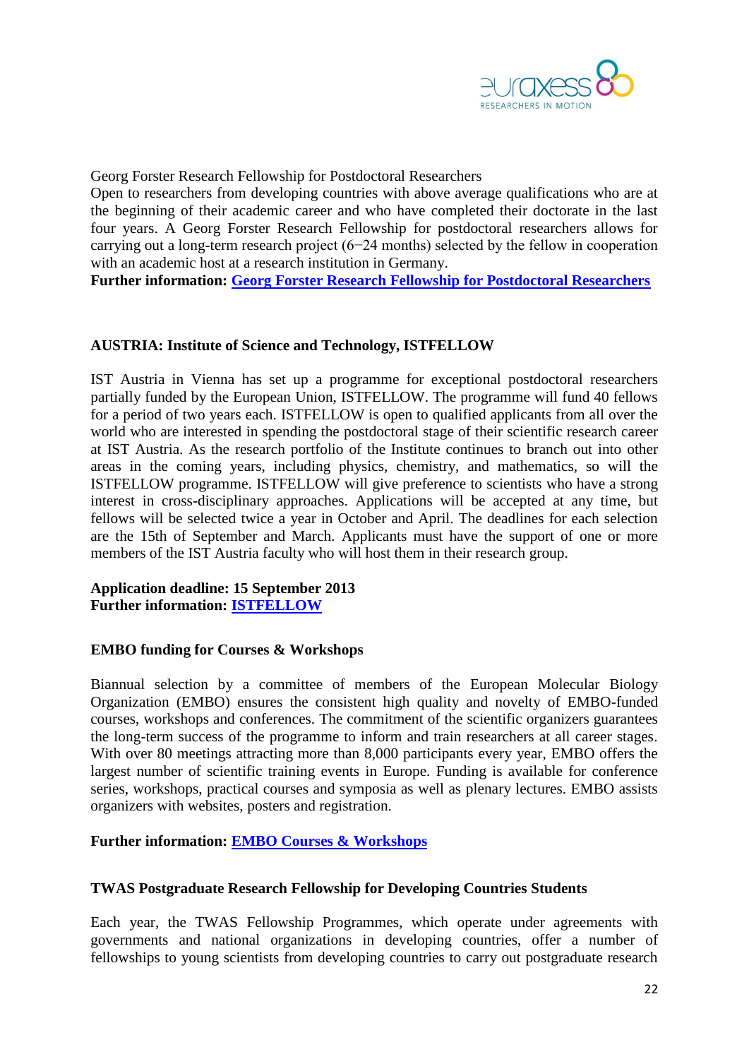Georg Forster Research Fellowship for Postdoctoral Researchers

Open to researchers from developing countries with above average qualifications who are at the beginning of their academic career and who have completed their doctorate in the last four years. A Georg Forster Research Fellowship for postdoctoral researchers allows for carrying out a long-term research project (6−24 months) selected by the fellow in cooperation with an academic host at a research institution in Germany.

**Further information: Georg Forster Research Fellowship for Postdoctoral Researchers**

### AUSTRIA: Institute of Science and Technology, ISTFELLOW

IST Austria in Vienna has set up a programme for exceptional postdoctoral researchers partially funded by the European Union, ISTFELLOW. The programme will fund 40 fellows for a period of two years each. ISTFELLOW is open to qualified applicants from all over the world who are interested in spending the postdoctoral stage of their scientific research career at IST Austria. As the research portfolio of the Institute continues to branch out into other areas in the coming years, including physics, chemistry, and mathematics, so will the ISTFELLOW programme. ISTFELLOW will give preference to scientists who have a strong interest in cross-disciplinary approaches. Applications will be accepted at any time, but fellows will be selected twice a year in October and April. The deadlines for each selection are the 15th of September and March. Applicants must have the support of one or more members of the IST Austria faculty who will host them in their research group.

**Application deadline: 15 September 2013**
**Further information: ISTFELLOW**

### EMBO funding for Courses & Workshops

Biannual selection by a committee of members of the European Molecular Biology Organization (EMBO) ensures the consistent high quality and novelty of EMBO-funded courses, workshops and conferences. The commitment of the scientific organizers guarantees the long-term success of the programme to inform and train researchers at all career stages. With over 80 meetings attracting more than 8,000 participants every year, EMBO offers the largest number of scientific training events in Europe. Funding is available for conference series, workshops, practical courses and symposia as well as plenary lectures. EMBO assists organizers with websites, posters and registration.

**Further information: EMBO Courses & Workshops**

### TWAS Postgraduate Research Fellowship for Developing Countries Students

Each year, the TWAS Fellowship Programmes, which operate under agreements with governments and national organizations in developing countries, offer a number of fellowships to young scientists from developing countries to carry out postgraduate research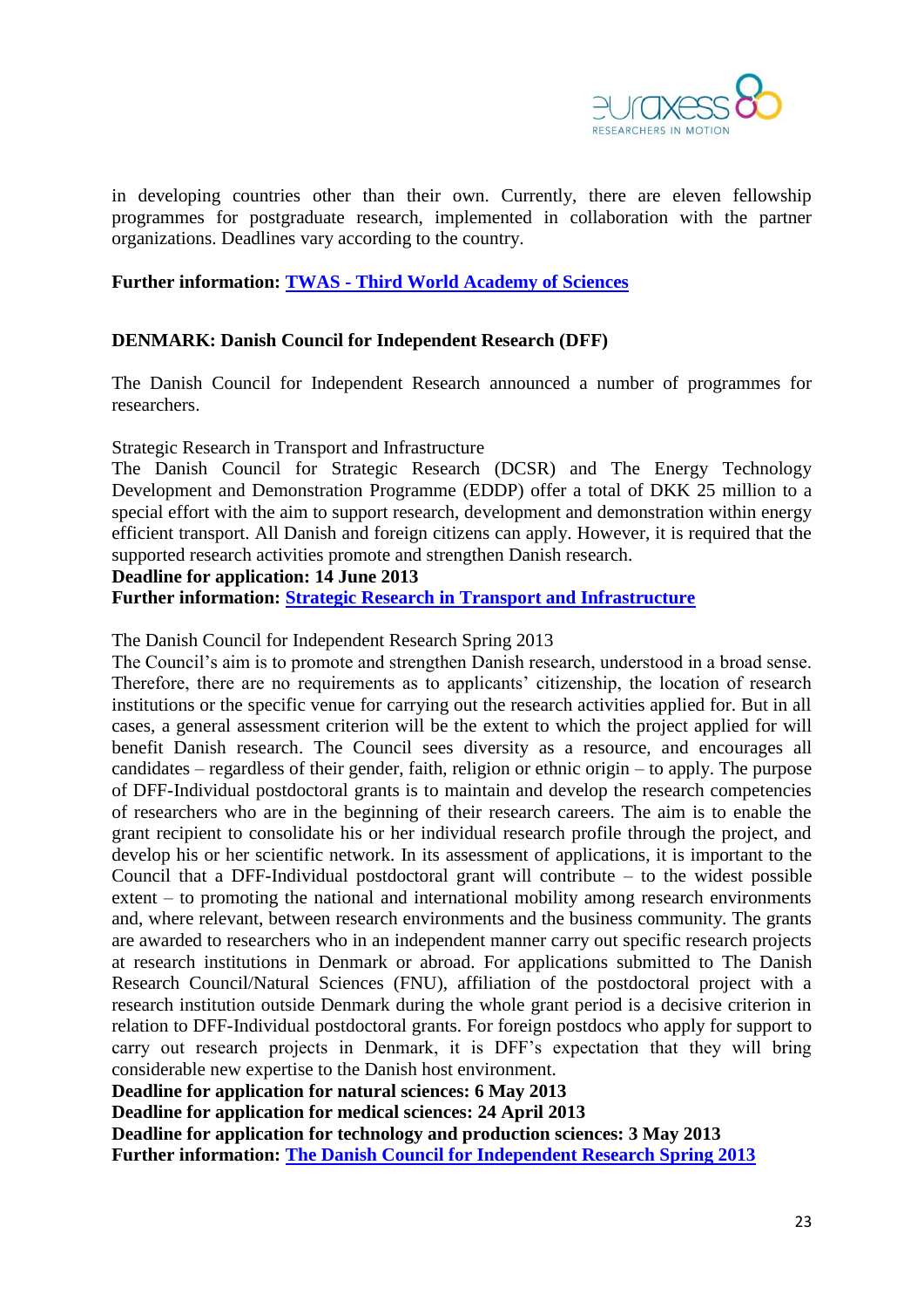in developing countries other than their own. Currently, there are eleven fellowship programmes for postgraduate research, implemented in collaboration with the partner organizations. Deadlines vary according to the country.

**Further information: [TWAS - Third World Academy of Sciences]()**

**DENMARK: Danish Council for Independent Research (DFF)**

The Danish Council for Independent Research announced a number of programmes for researchers.

Strategic Research in Transport and Infrastructure
The Danish Council for Strategic Research (DCSR) and The Energy Technology Development and Demonstration Programme (EDDP) offer a total of DKK 25 million to a special effort with the aim to support research, development and demonstration within energy efficient transport. All Danish and foreign citizens can apply. However, it is required that the supported research activities promote and strengthen Danish research.
**Deadline for application: 14 June 2013**
**Further information: [Strategic Research in Transport and Infrastructure]()**

The Danish Council for Independent Research Spring 2013
The Council's aim is to promote and strengthen Danish research, understood in a broad sense. Therefore, there are no requirements as to applicants' citizenship, the location of research institutions or the specific venue for carrying out the research activities applied for. But in all cases, a general assessment criterion will be the extent to which the project applied for will benefit Danish research. The Council sees diversity as a resource, and encourages all candidates – regardless of their gender, faith, religion or ethnic origin – to apply. The purpose of DFF-Individual postdoctoral grants is to maintain and develop the research competencies of researchers who are in the beginning of their research careers. The aim is to enable the grant recipient to consolidate his or her individual research profile through the project, and develop his or her scientific network. In its assessment of applications, it is important to the Council that a DFF-Individual postdoctoral grant will contribute – to the widest possible extent – to promoting the national and international mobility among research environments and, where relevant, between research environments and the business community. The grants are awarded to researchers who in an independent manner carry out specific research projects at research institutions in Denmark or abroad. For applications submitted to The Danish Research Council/Natural Sciences (FNU), affiliation of the postdoctoral project with a research institution outside Denmark during the whole grant period is a decisive criterion in relation to DFF-Individual postdoctoral grants. For foreign postdocs who apply for support to carry out research projects in Denmark, it is DFF's expectation that they will bring considerable new expertise to the Danish host environment.
**Deadline for application for natural sciences: 6 May 2013**
**Deadline for application for medical sciences: 24 April 2013**
**Deadline for application for technology and production sciences: 3 May 2013**
**Further information: [The Danish Council for Independent Research Spring 2013]()**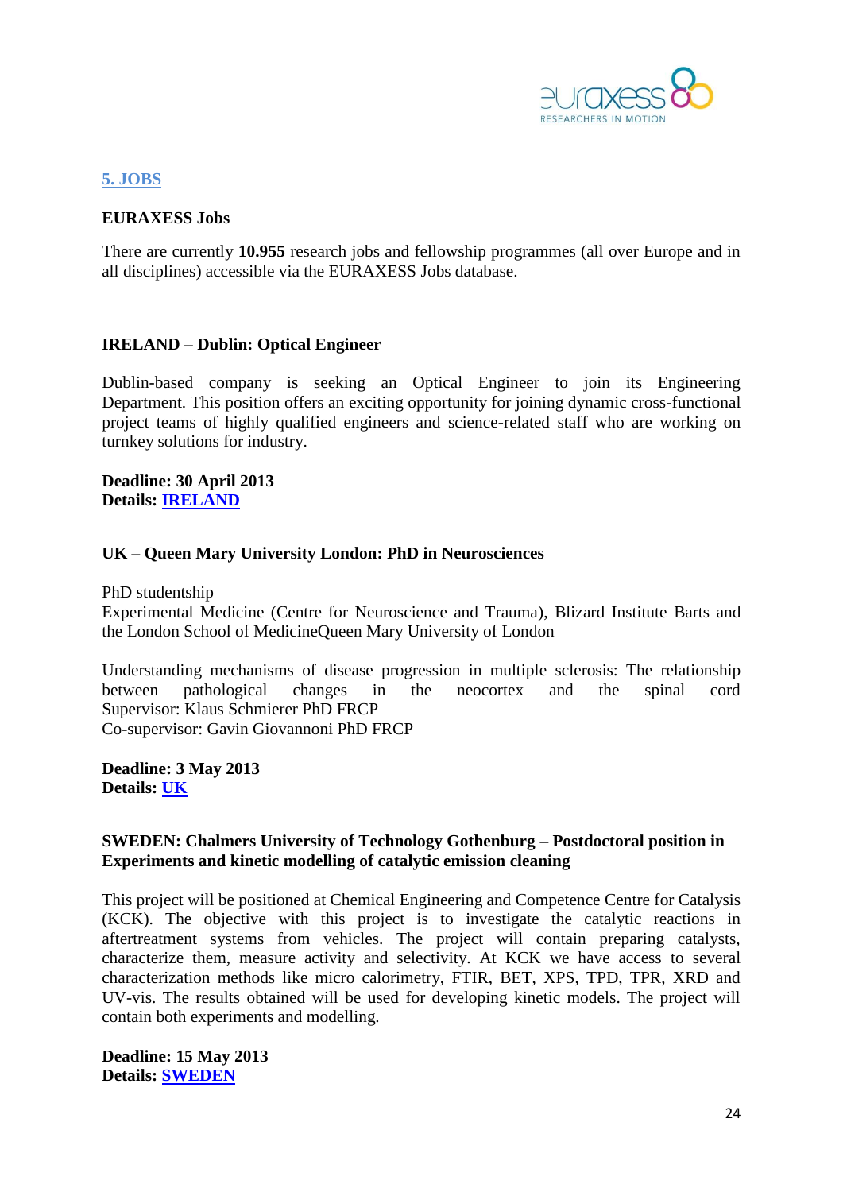## 5. JOBS

### EURAXESS Jobs

There are currently **10.955** research jobs and fellowship programmes (all over Europe and in all disciplines) accessible via the EURAXESS Jobs database.

### IRELAND – Dublin: Optical Engineer

Dublin-based company is seeking an Optical Engineer to join its Engineering Department. This position offers an exciting opportunity for joining dynamic cross-functional project teams of highly qualified engineers and science-related staff who are working on turnkey solutions for industry.

**Deadline: 30 April 2013**
**Details: IRELAND**

### UK – Queen Mary University London: PhD in Neurosciences

PhD studentship
Experimental Medicine (Centre for Neuroscience and Trauma), Blizard Institute Barts and the London School of MedicineQueen Mary University of London

Understanding mechanisms of disease progression in multiple sclerosis: The relationship between pathological changes in the neocortex and the spinal cord
Supervisor: Klaus Schmierer PhD FRCP
Co-supervisor: Gavin Giovannoni PhD FRCP

**Deadline: 3 May 2013**
**Details: UK**

### SWEDEN: Chalmers University of Technology Gothenburg – Postdoctoral position in Experiments and kinetic modelling of catalytic emission cleaning

This project will be positioned at Chemical Engineering and Competence Centre for Catalysis (KCK). The objective with this project is to investigate the catalytic reactions in aftertreatment systems from vehicles. The project will contain preparing catalysts, characterize them, measure activity and selectivity. At KCK we have access to several characterization methods like micro calorimetry, FTIR, BET, XPS, TPD, TPR, XRD and UV-vis. The results obtained will be used for developing kinetic models. The project will contain both experiments and modelling.

**Deadline: 15 May 2013**
**Details: SWEDEN**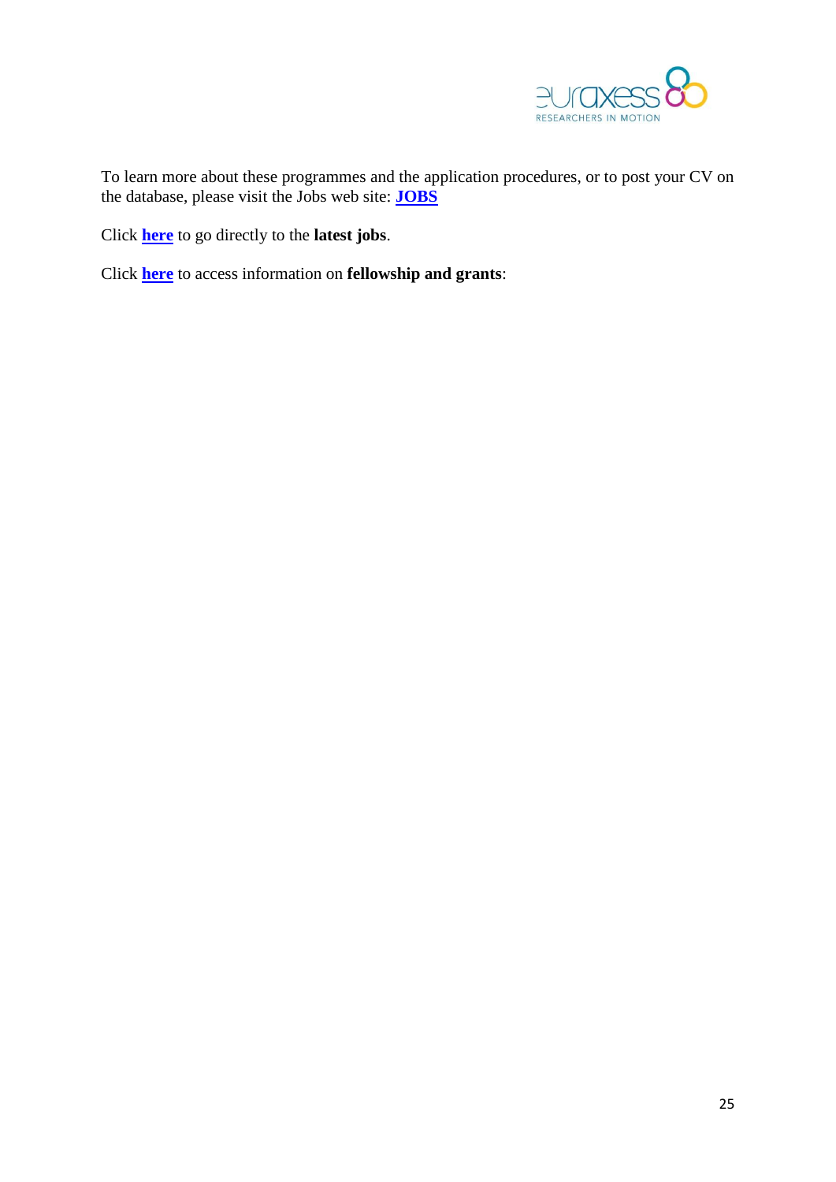To learn more about these programmes and the application procedures, or to post your CV on the database, please visit the Jobs web site: **JOBS**

Click **here** to go directly to the **latest jobs**.

Click **here** to access information on **fellowship and grants**: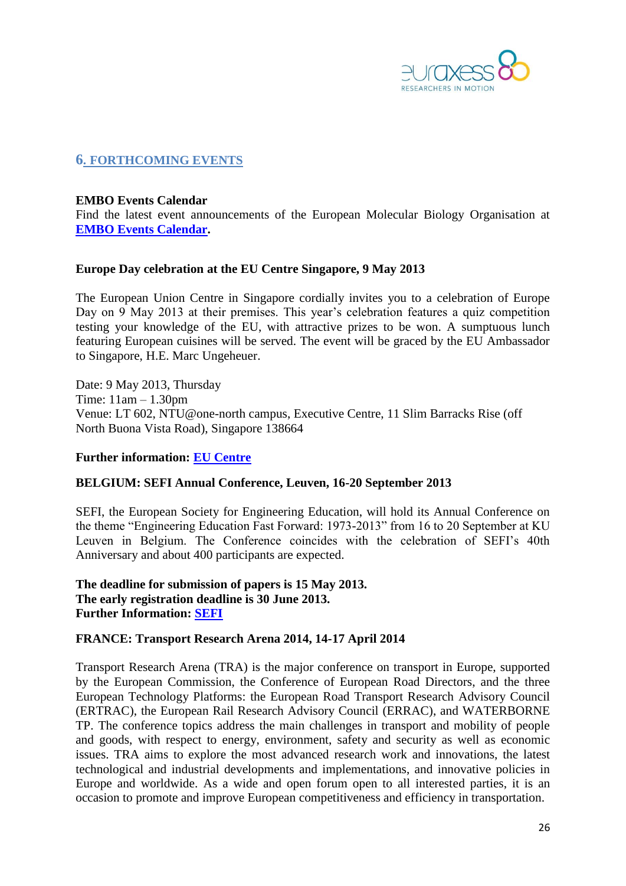## 6. FORTHCOMING EVENTS

**EMBO Events Calendar**
Find the latest event announcements of the European Molecular Biology Organisation at **EMBO Events Calendar**.

**Europe Day celebration at the EU Centre Singapore, 9 May 2013**

The European Union Centre in Singapore cordially invites you to a celebration of Europe Day on 9 May 2013 at their premises. This year's celebration features a quiz competition testing your knowledge of the EU, with attractive prizes to be won. A sumptuous lunch featuring European cuisines will be served. The event will be graced by the EU Ambassador to Singapore, H.E. Marc Ungeheuer.

Date: 9 May 2013, Thursday
Time: 11am – 1.30pm
Venue: LT 602, NTU@one-north campus, Executive Centre, 11 Slim Barracks Rise (off North Buona Vista Road), Singapore 138664

**Further information: EU Centre**

**BELGIUM: SEFI Annual Conference, Leuven, 16-20 September 2013**

SEFI, the European Society for Engineering Education, will hold its Annual Conference on the theme "Engineering Education Fast Forward: 1973-2013" from 16 to 20 September at KU Leuven in Belgium. The Conference coincides with the celebration of SEFI's 40th Anniversary and about 400 participants are expected.

**The deadline for submission of papers is 15 May 2013.**
**The early registration deadline is 30 June 2013.**
**Further Information: SEFI**

**FRANCE: Transport Research Arena 2014, 14-17 April 2014**

Transport Research Arena (TRA) is the major conference on transport in Europe, supported by the European Commission, the Conference of European Road Directors, and the three European Technology Platforms: the European Road Transport Research Advisory Council (ERTRAC), the European Rail Research Advisory Council (ERRAC), and WATERBORNE TP. The conference topics address the main challenges in transport and mobility of people and goods, with respect to energy, environment, safety and security as well as economic issues. TRA aims to explore the most advanced research work and innovations, the latest technological and industrial developments and implementations, and innovative policies in Europe and worldwide. As a wide and open forum open to all interested parties, it is an occasion to promote and improve European competitiveness and efficiency in transportation.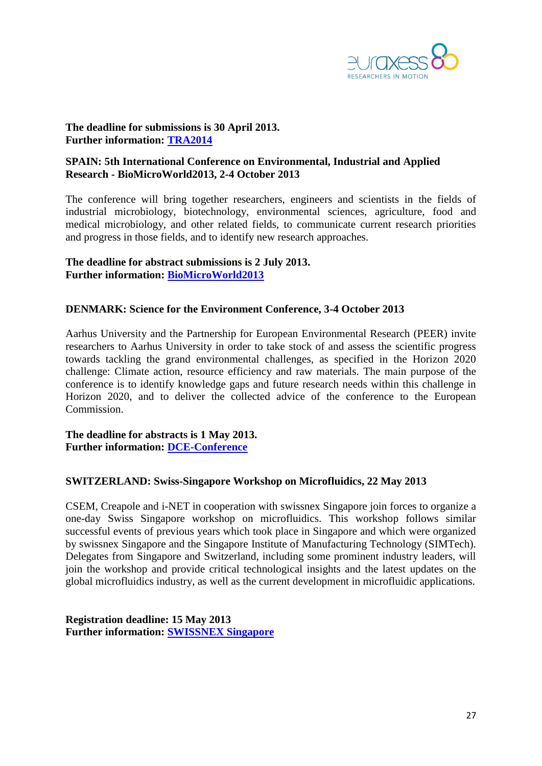**The deadline for submissions is 30 April 2013.**
**Further information: TRA2014**

**SPAIN: 5th International Conference on Environmental, Industrial and Applied Research - BioMicroWorld2013, 2-4 October 2013**

The conference will bring together researchers, engineers and scientists in the fields of industrial microbiology, biotechnology, environmental sciences, agriculture, food and medical microbiology, and other related fields, to communicate current research priorities and progress in those fields, and to identify new research approaches.

**The deadline for abstract submissions is 2 July 2013.**
**Further information: BioMicroWorld2013**

**DENMARK: Science for the Environment Conference, 3-4 October 2013**

Aarhus University and the Partnership for European Environmental Research (PEER) invite researchers to Aarhus University in order to take stock of and assess the scientific progress towards tackling the grand environmental challenges, as specified in the Horizon 2020 challenge: Climate action, resource efficiency and raw materials. The main purpose of the conference is to identify knowledge gaps and future research needs within this challenge in Horizon 2020, and to deliver the collected advice of the conference to the European Commission.

**The deadline for abstracts is 1 May 2013.**
**Further information: DCE-Conference**

**SWITZERLAND: Swiss-Singapore Workshop on Microfluidics, 22 May 2013**

CSEM, Creapole and i-NET in cooperation with swissnex Singapore join forces to organize a one-day Swiss Singapore workshop on microfluidics. This workshop follows similar successful events of previous years which took place in Singapore and which were organized by swissnex Singapore and the Singapore Institute of Manufacturing Technology (SIMTech). Delegates from Singapore and Switzerland, including some prominent industry leaders, will join the workshop and provide critical technological insights and the latest updates on the global microfluidics industry, as well as the current development in microfluidic applications.

**Registration deadline: 15 May 2013**
**Further information: SWISSNEX Singapore**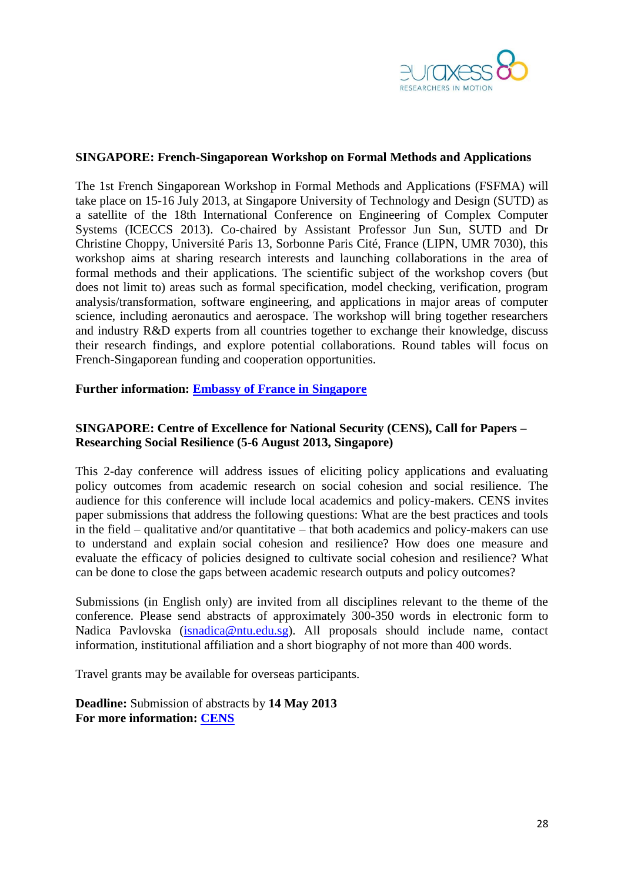**SINGAPORE: French-Singaporean Workshop on Formal Methods and Applications**

The 1st French Singaporean Workshop in Formal Methods and Applications (FSFMA) will take place on 15-16 July 2013, at Singapore University of Technology and Design (SUTD) as a satellite of the 18th International Conference on Engineering of Complex Computer Systems (ICECCS 2013). Co-chaired by Assistant Professor Jun Sun, SUTD and Dr Christine Choppy, Université Paris 13, Sorbonne Paris Cité, France (LIPN, UMR 7030), this workshop aims at sharing research interests and launching collaborations in the area of formal methods and their applications. The scientific subject of the workshop covers (but does not limit to) areas such as formal specification, model checking, verification, program analysis/transformation, software engineering, and applications in major areas of computer science, including aeronautics and aerospace. The workshop will bring together researchers and industry R&D experts from all countries together to exchange their knowledge, discuss their research findings, and explore potential collaborations. Round tables will focus on French-Singaporean funding and cooperation opportunities.

**Further information:** [Embassy of France in Singapore]

**SINGAPORE: Centre of Excellence for National Security (CENS), Call for Papers – Researching Social Resilience (5-6 August 2013, Singapore)**

This 2-day conference will address issues of eliciting policy applications and evaluating policy outcomes from academic research on social cohesion and social resilience. The audience for this conference will include local academics and policy-makers. CENS invites paper submissions that address the following questions: What are the best practices and tools in the field – qualitative and/or quantitative – that both academics and policy-makers can use to understand and explain social cohesion and resilience? How does one measure and evaluate the efficacy of policies designed to cultivate social cohesion and resilience? What can be done to close the gaps between academic research outputs and policy outcomes?

Submissions (in English only) are invited from all disciplines relevant to the theme of the conference. Please send abstracts of approximately 300-350 words in electronic form to Nadica Pavlovska (isnadica@ntu.edu.sg). All proposals should include name, contact information, institutional affiliation and a short biography of not more than 400 words.

Travel grants may be available for overseas participants.

**Deadline:** Submission of abstracts by **14 May 2013**
**For more information:** [CENS]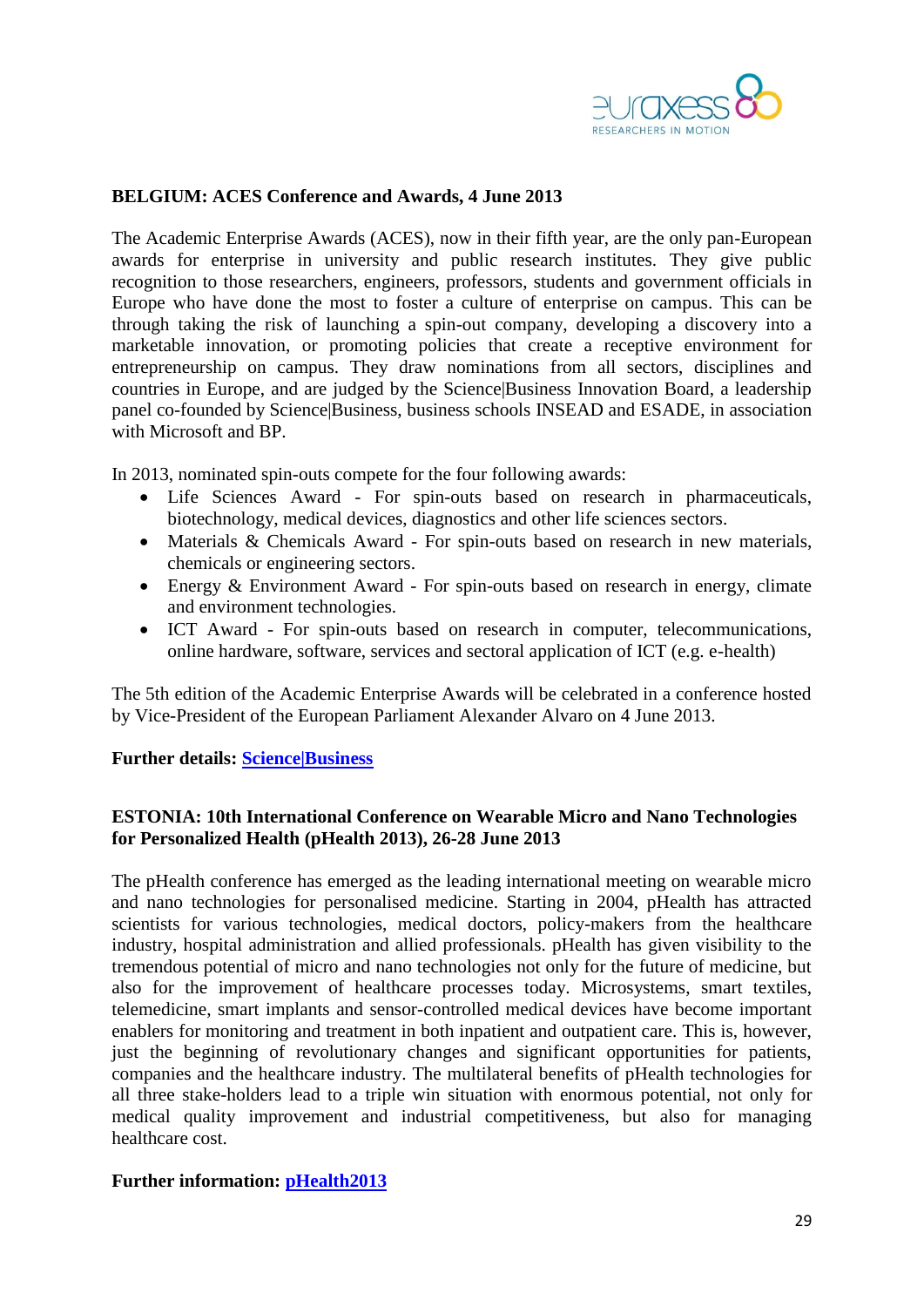**BELGIUM: ACES Conference and Awards, 4 June 2013**

The Academic Enterprise Awards (ACES), now in their fifth year, are the only pan-European awards for enterprise in university and public research institutes. They give public recognition to those researchers, engineers, professors, students and government officials in Europe who have done the most to foster a culture of enterprise on campus. This can be through taking the risk of launching a spin-out company, developing a discovery into a marketable innovation, or promoting policies that create a receptive environment for entrepreneurship on campus. They draw nominations from all sectors, disciplines and countries in Europe, and are judged by the Science|Business Innovation Board, a leadership panel co-founded by Science|Business, business schools INSEAD and ESADE, in association with Microsoft and BP.

In 2013, nominated spin-outs compete for the four following awards:

- Life Sciences Award - For spin-outs based on research in pharmaceuticals, biotechnology, medical devices, diagnostics and other life sciences sectors.
- Materials & Chemicals Award - For spin-outs based on research in new materials, chemicals or engineering sectors.
- Energy & Environment Award - For spin-outs based on research in energy, climate and environment technologies.
- ICT Award - For spin-outs based on research in computer, telecommunications, online hardware, software, services and sectoral application of ICT (e.g. e-health)

The 5th edition of the Academic Enterprise Awards will be celebrated in a conference hosted by Vice-President of the European Parliament Alexander Alvaro on 4 June 2013.

**Further details: Science|Business**

**ESTONIA: 10th International Conference on Wearable Micro and Nano Technologies for Personalized Health (pHealth 2013), 26-28 June 2013**

The pHealth conference has emerged as the leading international meeting on wearable micro and nano technologies for personalised medicine. Starting in 2004, pHealth has attracted scientists for various technologies, medical doctors, policy-makers from the healthcare industry, hospital administration and allied professionals. pHealth has given visibility to the tremendous potential of micro and nano technologies not only for the future of medicine, but also for the improvement of healthcare processes today. Microsystems, smart textiles, telemedicine, smart implants and sensor-controlled medical devices have become important enablers for monitoring and treatment in both inpatient and outpatient care. This is, however, just the beginning of revolutionary changes and significant opportunities for patients, companies and the healthcare industry. The multilateral benefits of pHealth technologies for all three stake-holders lead to a triple win situation with enormous potential, not only for medical quality improvement and industrial competitiveness, but also for managing healthcare cost.

**Further information: pHealth2013**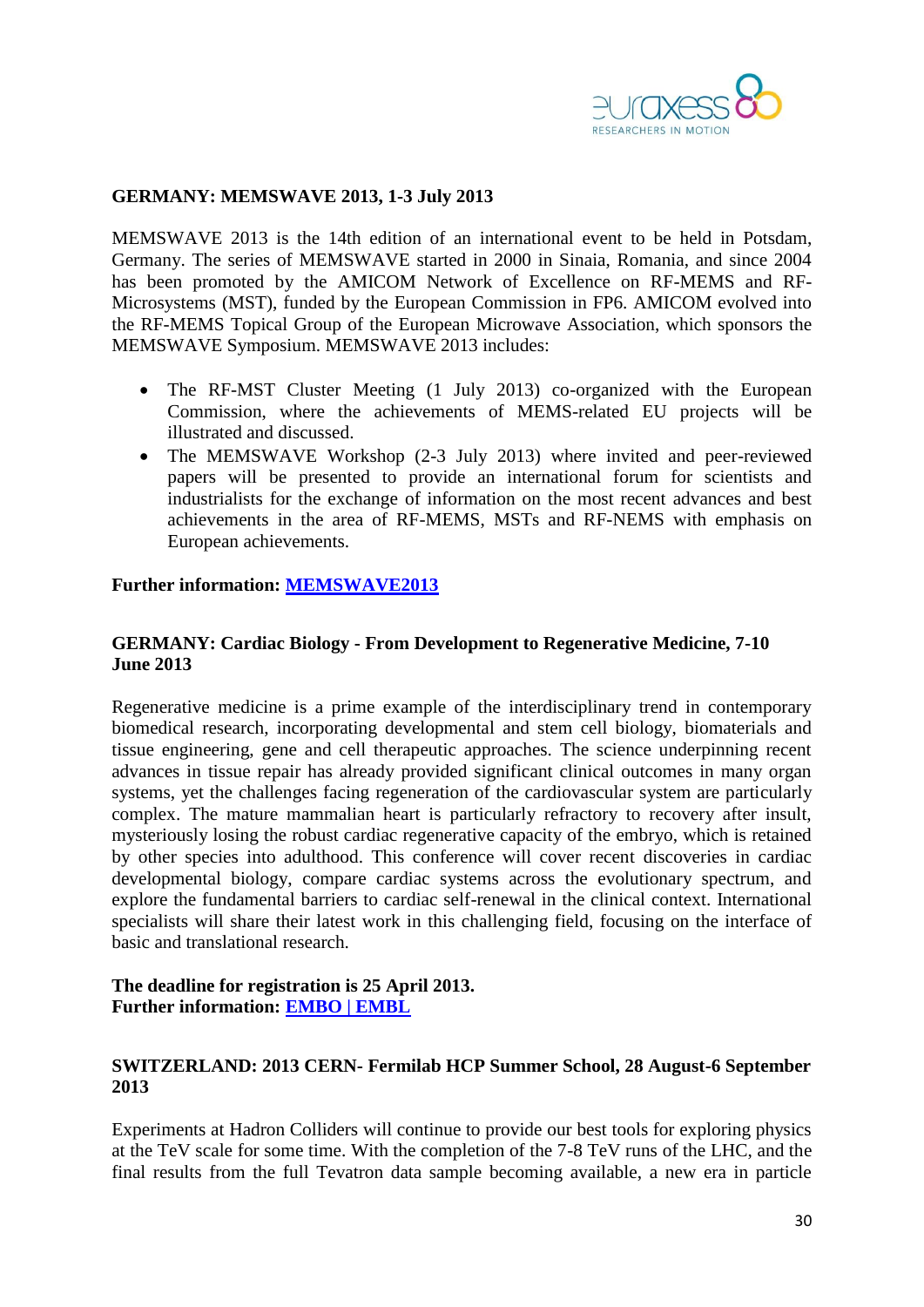**GERMANY: MEMSWAVE 2013, 1-3 July 2013**

MEMSWAVE 2013 is the 14th edition of an international event to be held in Potsdam, Germany. The series of MEMSWAVE started in 2000 in Sinaia, Romania, and since 2004 has been promoted by the AMICOM Network of Excellence on RF-MEMS and RF-Microsystems (MST), funded by the European Commission in FP6. AMICOM evolved into the RF-MEMS Topical Group of the European Microwave Association, which sponsors the MEMSWAVE Symposium. MEMSWAVE 2013 includes:

- The RF-MST Cluster Meeting (1 July 2013) co-organized with the European Commission, where the achievements of MEMS-related EU projects will be illustrated and discussed.
- The MEMSWAVE Workshop (2-3 July 2013) where invited and peer-reviewed papers will be presented to provide an international forum for scientists and industrialists for the exchange of information on the most recent advances and best achievements in the area of RF-MEMS, MSTs and RF-NEMS with emphasis on European achievements.

**Further information: MEMSWAVE2013**

**GERMANY: Cardiac Biology - From Development to Regenerative Medicine, 7-10 June 2013**

Regenerative medicine is a prime example of the interdisciplinary trend in contemporary biomedical research, incorporating developmental and stem cell biology, biomaterials and tissue engineering, gene and cell therapeutic approaches. The science underpinning recent advances in tissue repair has already provided significant clinical outcomes in many organ systems, yet the challenges facing regeneration of the cardiovascular system are particularly complex. The mature mammalian heart is particularly refractory to recovery after insult, mysteriously losing the robust cardiac regenerative capacity of the embryo, which is retained by other species into adulthood. This conference will cover recent discoveries in cardiac developmental biology, compare cardiac systems across the evolutionary spectrum, and explore the fundamental barriers to cardiac self-renewal in the clinical context. International specialists will share their latest work in this challenging field, focusing on the interface of basic and translational research.

**The deadline for registration is 25 April 2013.**
**Further information: EMBO | EMBL**

**SWITZERLAND: 2013 CERN- Fermilab HCP Summer School, 28 August-6 September 2013**

Experiments at Hadron Colliders will continue to provide our best tools for exploring physics at the TeV scale for some time. With the completion of the 7-8 TeV runs of the LHC, and the final results from the full Tevatron data sample becoming available, a new era in particle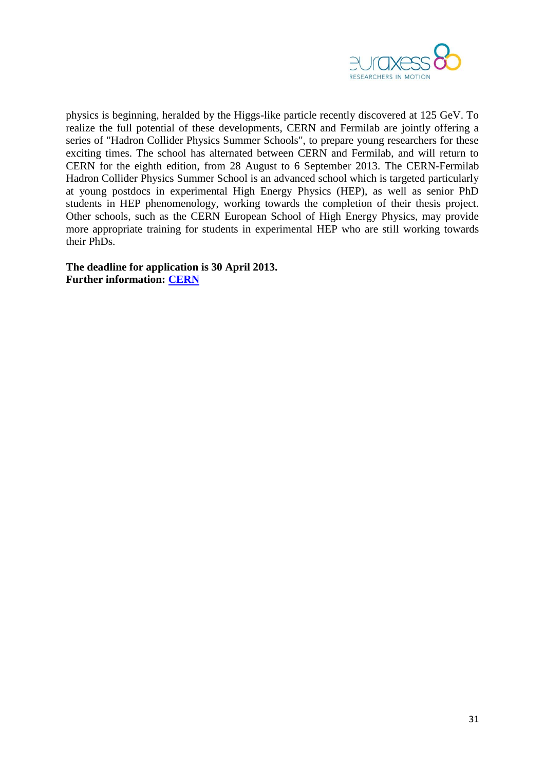physics is beginning, heralded by the Higgs-like particle recently discovered at 125 GeV. To realize the full potential of these developments, CERN and Fermilab are jointly offering a series of "Hadron Collider Physics Summer Schools", to prepare young researchers for these exciting times. The school has alternated between CERN and Fermilab, and will return to CERN for the eighth edition, from 28 August to 6 September 2013. The CERN-Fermilab Hadron Collider Physics Summer School is an advanced school which is targeted particularly at young postdocs in experimental High Energy Physics (HEP), as well as senior PhD students in HEP phenomenology, working towards the completion of their thesis project. Other schools, such as the CERN European School of High Energy Physics, may provide more appropriate training for students in experimental HEP who are still working towards their PhDs.

**The deadline for application is 30 April 2013.**
**Further information: [CERN]**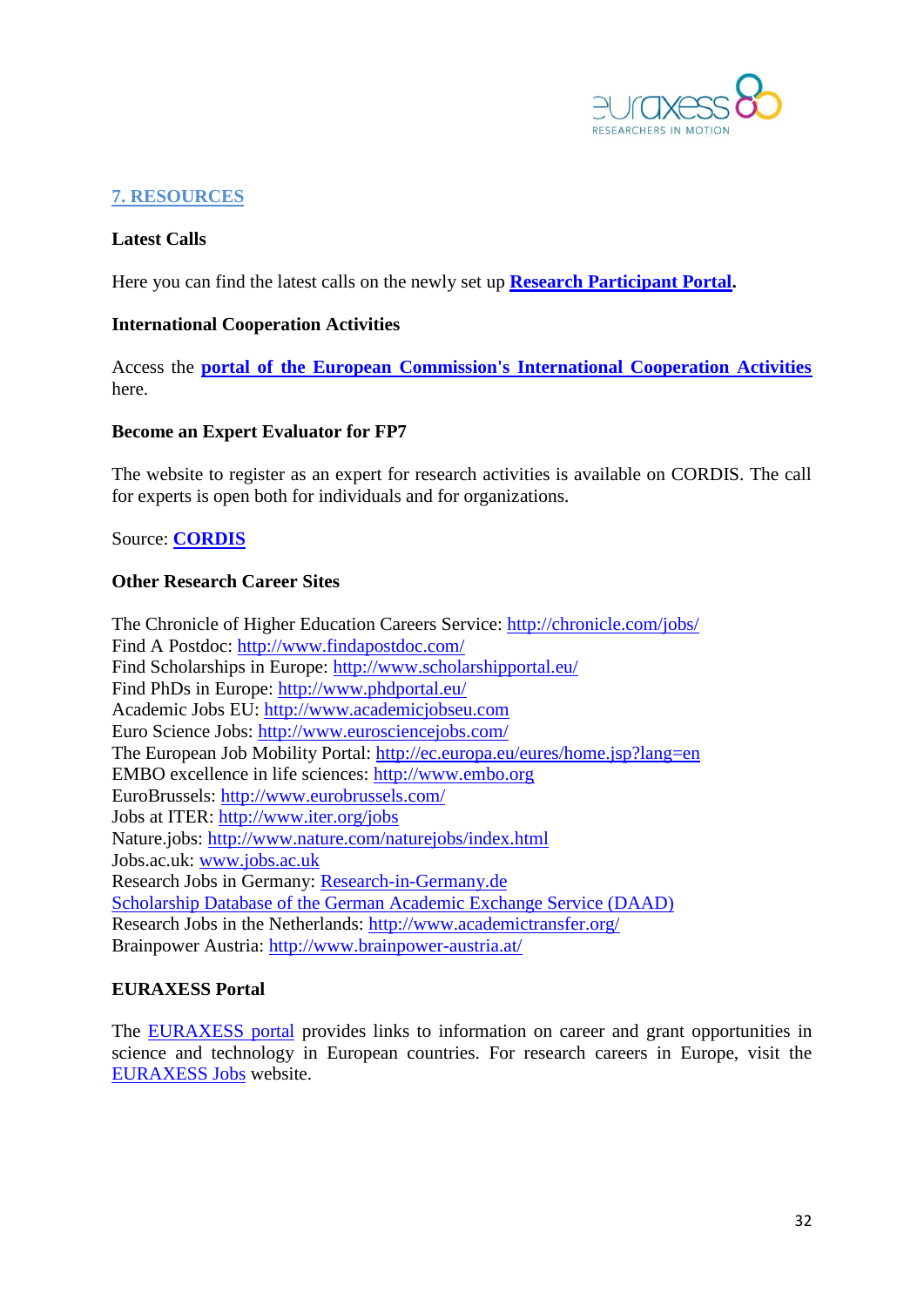## 7. RESOURCES

**Latest Calls**

Here you can find the latest calls on the newly set up **Research Participant Portal**.

**International Cooperation Activities**

Access the **portal of the European Commission's International Cooperation Activities** here.

**Become an Expert Evaluator for FP7**

The website to register as an expert for research activities is available on CORDIS. The call for experts is open both for individuals and for organizations.

Source: **CORDIS**

**Other Research Career Sites**

The Chronicle of Higher Education Careers Service: http://chronicle.com/jobs/
Find A Postdoc: http://www.findapostdoc.com/
Find Scholarships in Europe: http://www.scholarshipportal.eu/
Find PhDs in Europe: http://www.phdportal.eu/
Academic Jobs EU: http://www.academicjobseu.com
Euro Science Jobs: http://www.eurosciencejobs.com/
The European Job Mobility Portal: http://ec.europa.eu/eures/home.jsp?lang=en
EMBO excellence in life sciences: http://www.embo.org
EuroBrussels: http://www.eurobrussels.com/
Jobs at ITER: http://www.iter.org/jobs
Nature.jobs: http://www.nature.com/naturejobs/index.html
Jobs.ac.uk: www.jobs.ac.uk
Research Jobs in Germany: Research-in-Germany.de
Scholarship Database of the German Academic Exchange Service (DAAD)
Research Jobs in the Netherlands: http://www.academictransfer.org/
Brainpower Austria: http://www.brainpower-austria.at/

**EURAXESS Portal**

The EURAXESS portal provides links to information on career and grant opportunities in science and technology in European countries. For research careers in Europe, visit the EURAXESS Jobs website.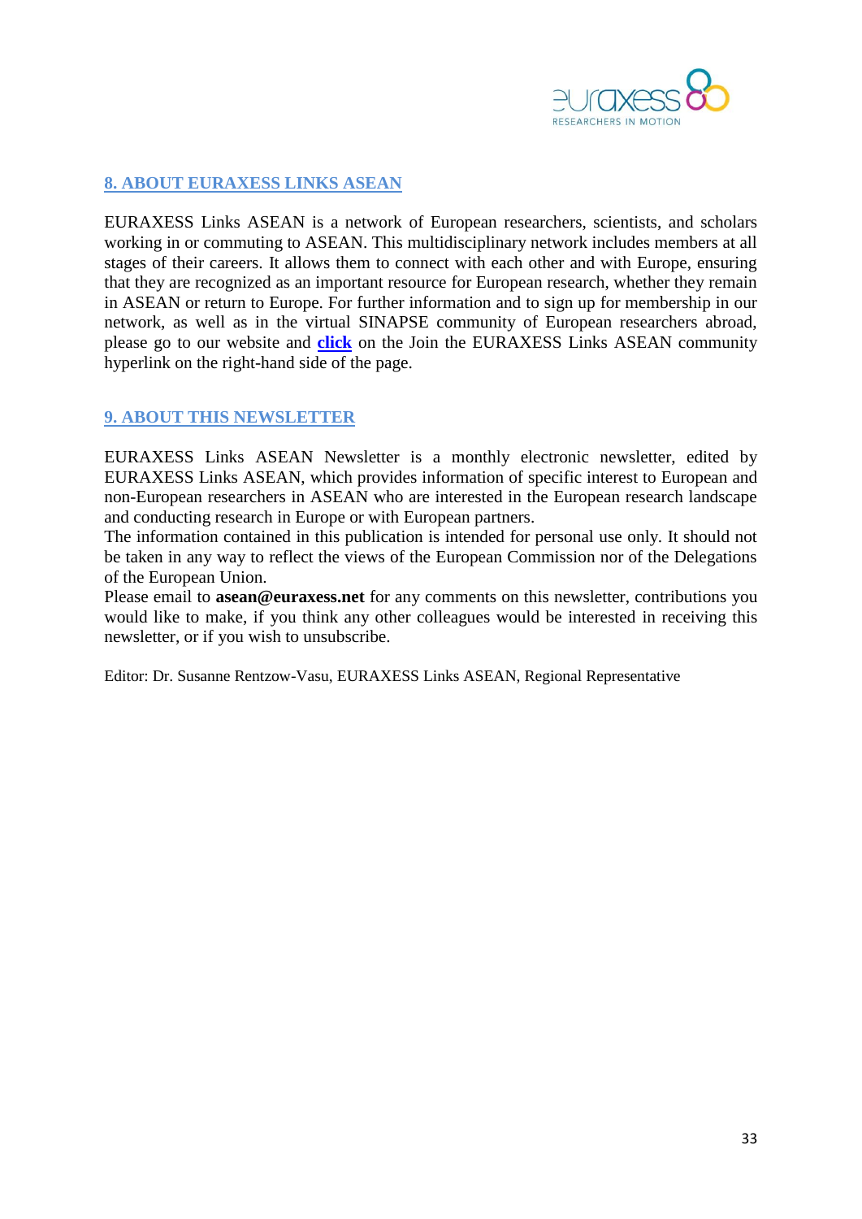## 8. ABOUT EURAXESS LINKS ASEAN

EURAXESS Links ASEAN is a network of European researchers, scientists, and scholars working in or commuting to ASEAN. This multidisciplinary network includes members at all stages of their careers. It allows them to connect with each other and with Europe, ensuring that they are recognized as an important resource for European research, whether they remain in ASEAN or return to Europe. For further information and to sign up for membership in our network, as well as in the virtual SINAPSE community of European researchers abroad, please go to our website and **click** on the Join the EURAXESS Links ASEAN community hyperlink on the right-hand side of the page.

## 9. ABOUT THIS NEWSLETTER

EURAXESS Links ASEAN Newsletter is a monthly electronic newsletter, edited by EURAXESS Links ASEAN, which provides information of specific interest to European and non-European researchers in ASEAN who are interested in the European research landscape and conducting research in Europe or with European partners.

The information contained in this publication is intended for personal use only. It should not be taken in any way to reflect the views of the European Commission nor of the Delegations of the European Union.

Please email to **asean@euraxess.net** for any comments on this newsletter, contributions you would like to make, if you think any other colleagues would be interested in receiving this newsletter, or if you wish to unsubscribe.

Editor: Dr. Susanne Rentzow-Vasu, EURAXESS Links ASEAN, Regional Representative